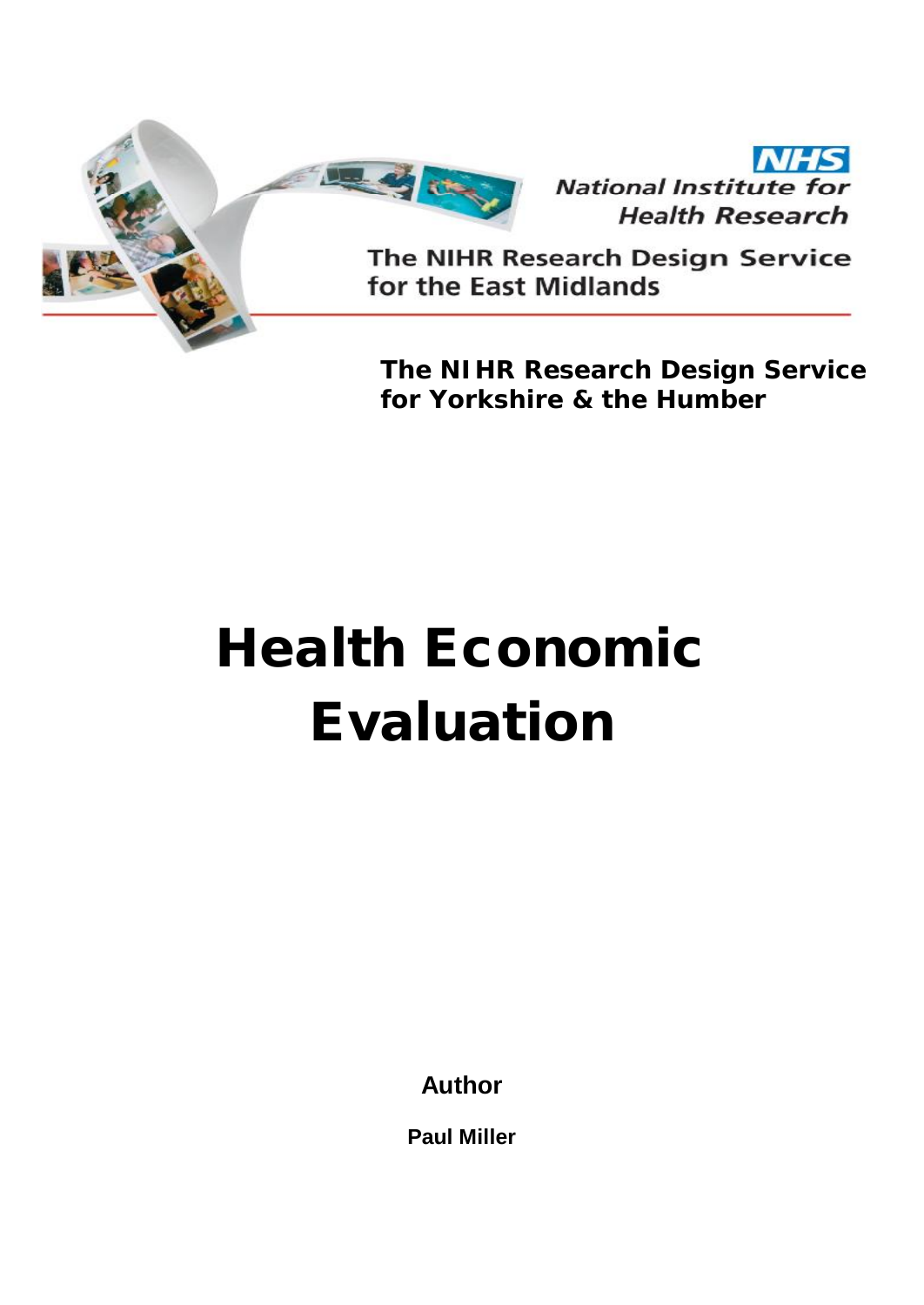NHS

National Institute for Health Research

The NIHR Research Design Service for the East Midlands

**The NIHR Research Design Service for Yorkshire & the Humber**

# Health Economic Evaluation

**Author**

**Paul Miller**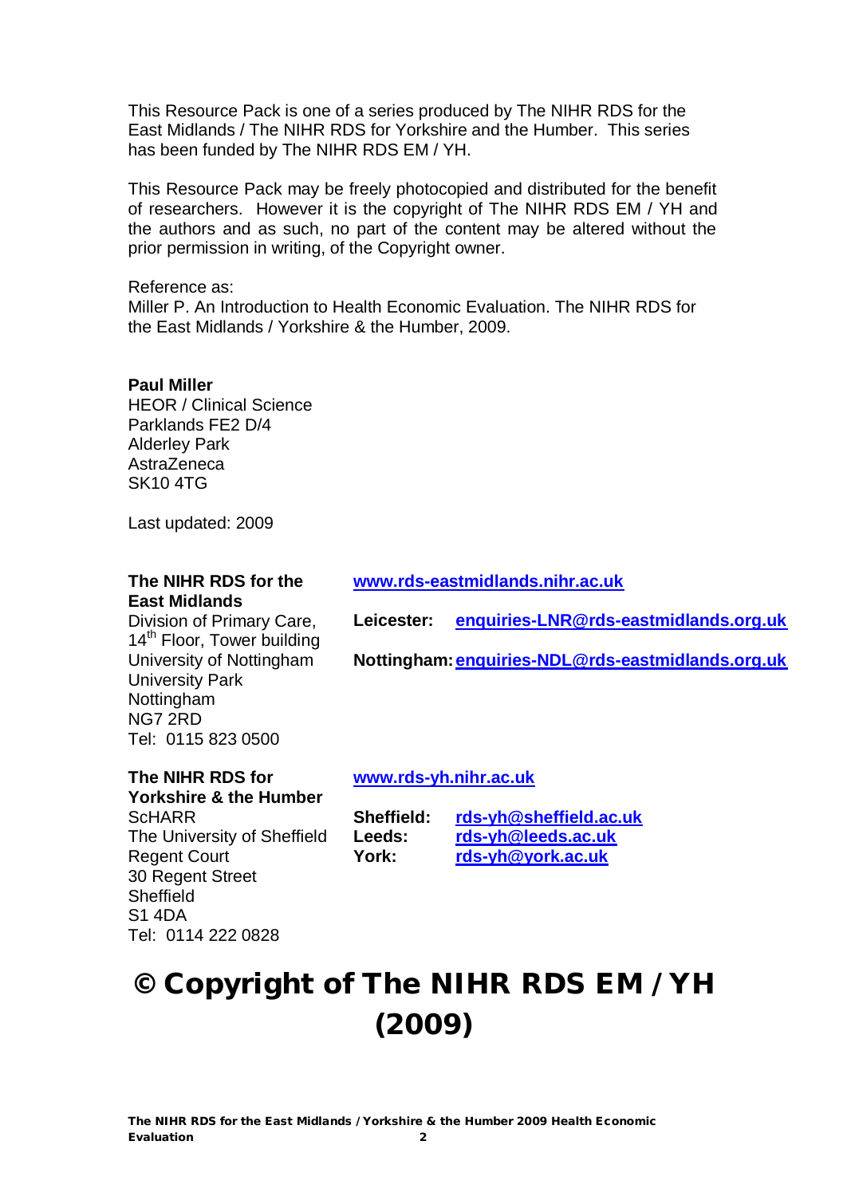This Resource Pack is one of a series produced by The NIHR RDS for the East Midlands / The NIHR RDS for Yorkshire and the Humber. This series has been funded by The NIHR RDS EM / YH.

This Resource Pack may be freely photocopied and distributed for the benefit of researchers. However it is the copyright of The NIHR RDS EM / YH and the authors and as such, no part of the content may be altered without the prior permission in writing, of the Copyright owner.

Reference as:
Miller P. An Introduction to Health Economic Evaluation. The NIHR RDS for the East Midlands / Yorkshire & the Humber, 2009.

**Paul Miller**
HEOR / Clinical Science
Parklands FE2 D/4
Alderley Park
AstraZeneca
SK10 4TG

Last updated: 2009

**The NIHR RDS for the East Midlands**
Division of Primary Care,
14th Floor, Tower building
University of Nottingham
University Park
Nottingham
NG7 2RD
Tel: 0115 823 0500

**www.rds-eastmidlands.nihr.ac.uk**

**Leicester:** **enquiries-LNR@rds-eastmidlands.org.uk**

**Nottingham:** **enquiries-NDL@rds-eastmidlands.org.uk**

**The NIHR RDS for Yorkshire & the Humber**
ScHARR
The University of Sheffield
Regent Court
30 Regent Street
Sheffield
S1 4DA
Tel: 0114 222 0828

**www.rds-yh.nihr.ac.uk**

**Sheffield:** **rds-yh@sheffield.ac.uk**
**Leeds:** **rds-yh@leeds.ac.uk**
**York:** **rds-yh@york.ac.uk**

# © Copyright of The NIHR RDS EM / YH (2009)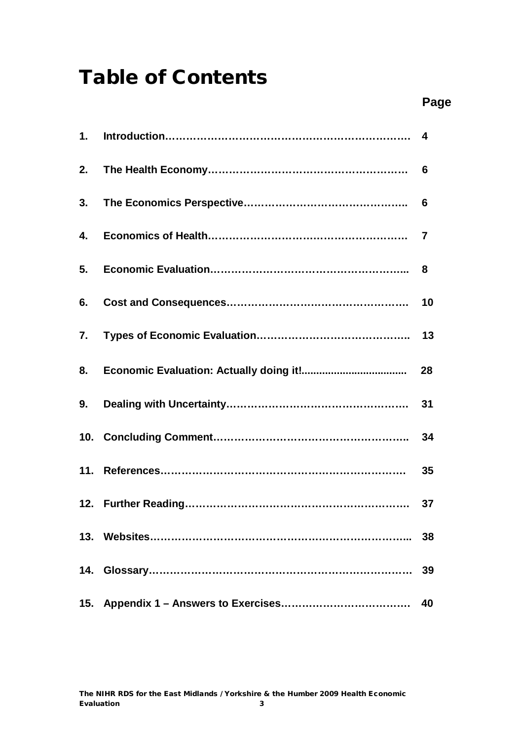# Table of Contents

| | | Page |
|---|---|---|
| 1. | Introduction | 4 |
| 2. | The Health Economy | 6 |
| 3. | The Economics Perspective | 6 |
| 4. | Economics of Health | 7 |
| 5. | Economic Evaluation | 8 |
| 6. | Cost and Consequences | 10 |
| 7. | Types of Economic Evaluation | 13 |
| 8. | Economic Evaluation: Actually doing it! | 28 |
| 9. | Dealing with Uncertainty | 31 |
| 10. | Concluding Comment | 34 |
| 11. | References | 35 |
| 12. | Further Reading | 37 |
| 13. | Websites | 38 |
| 14. | Glossary | 39 |
| 15. | Appendix 1 – Answers to Exercises | 40 |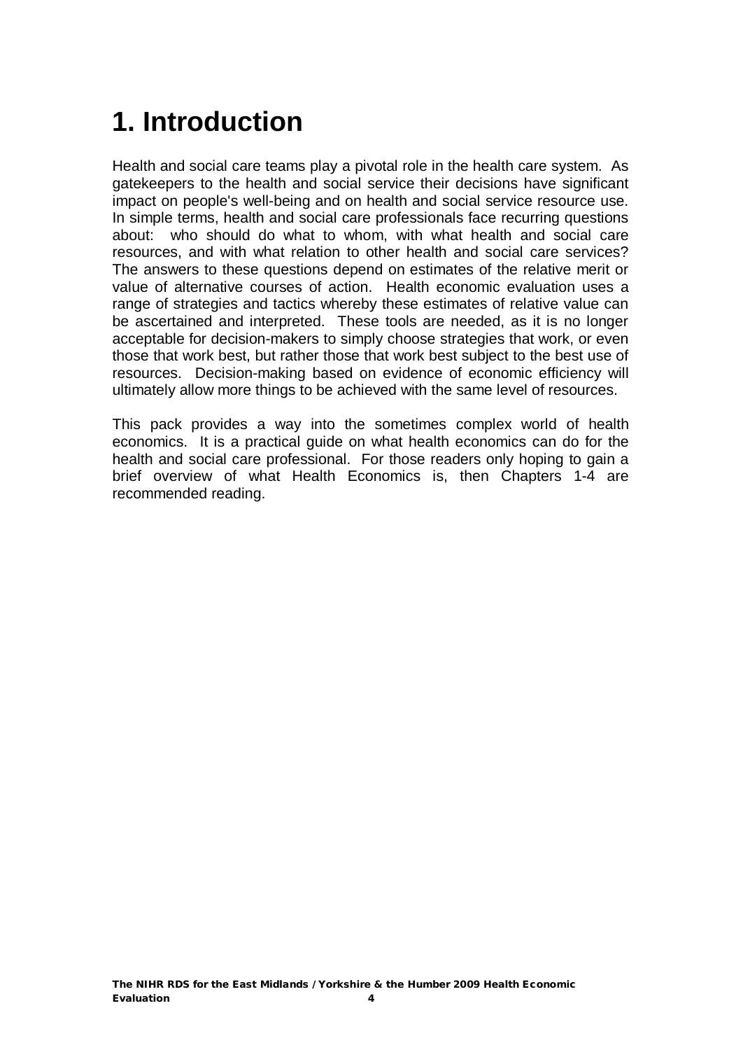# 1. Introduction

Health and social care teams play a pivotal role in the health care system. As gatekeepers to the health and social service their decisions have significant impact on people's well-being and on health and social service resource use. In simple terms, health and social care professionals face recurring questions about: who should do what to whom, with what health and social care resources, and with what relation to other health and social care services? The answers to these questions depend on estimates of the relative merit or value of alternative courses of action. Health economic evaluation uses a range of strategies and tactics whereby these estimates of relative value can be ascertained and interpreted. These tools are needed, as it is no longer acceptable for decision-makers to simply choose strategies that work, or even those that work best, but rather those that work best subject to the best use of resources. Decision-making based on evidence of economic efficiency will ultimately allow more things to be achieved with the same level of resources.

This pack provides a way into the sometimes complex world of health economics. It is a practical guide on what health economics can do for the health and social care professional. For those readers only hoping to gain a brief overview of what Health Economics is, then Chapters 1-4 are recommended reading.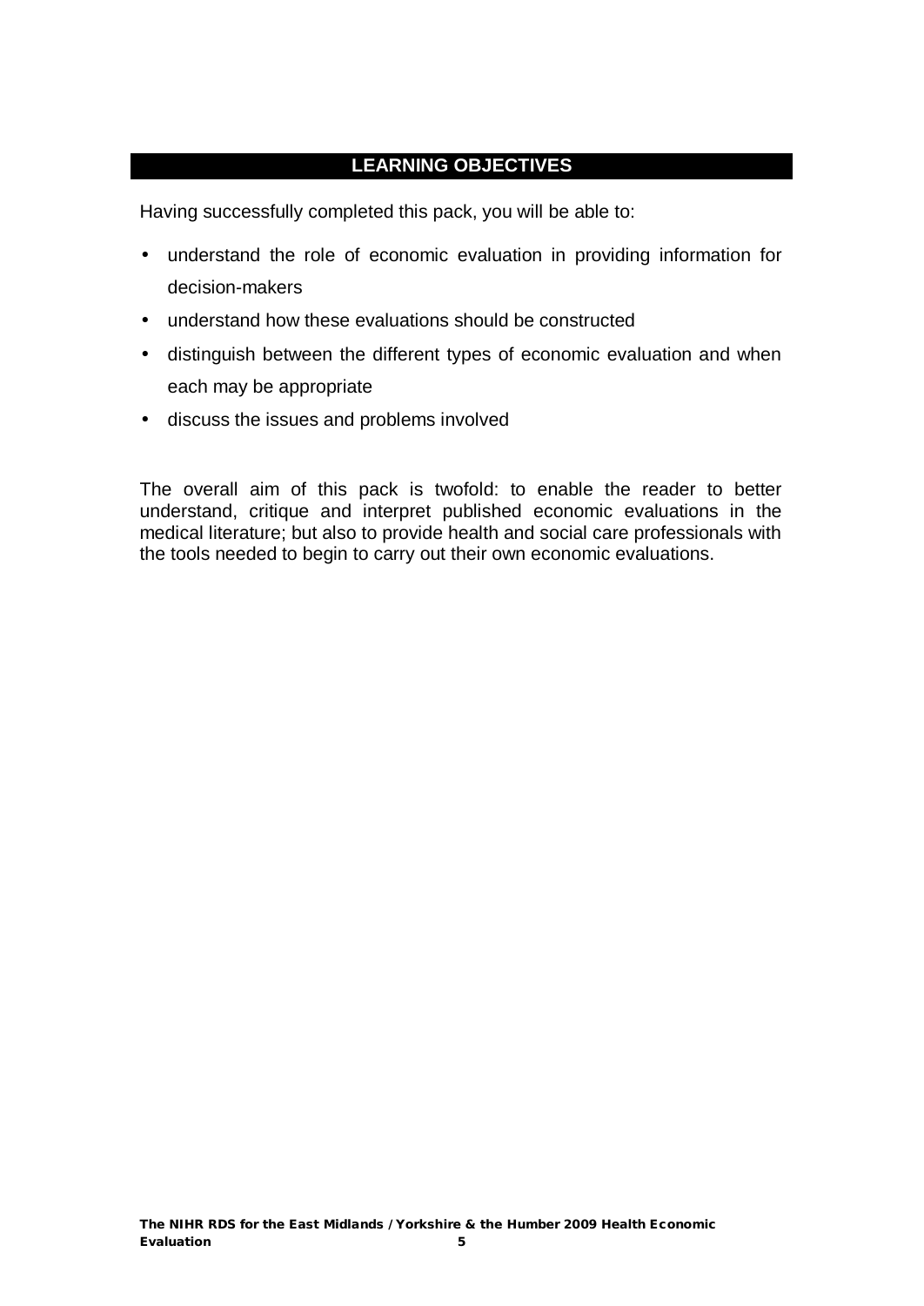## LEARNING OBJECTIVES

Having successfully completed this pack, you will be able to:

- understand the role of economic evaluation in providing information for decision-makers
- understand how these evaluations should be constructed
- distinguish between the different types of economic evaluation and when each may be appropriate
- discuss the issues and problems involved

The overall aim of this pack is twofold: to enable the reader to better understand, critique and interpret published economic evaluations in the medical literature; but also to provide health and social care professionals with the tools needed to begin to carry out their own economic evaluations.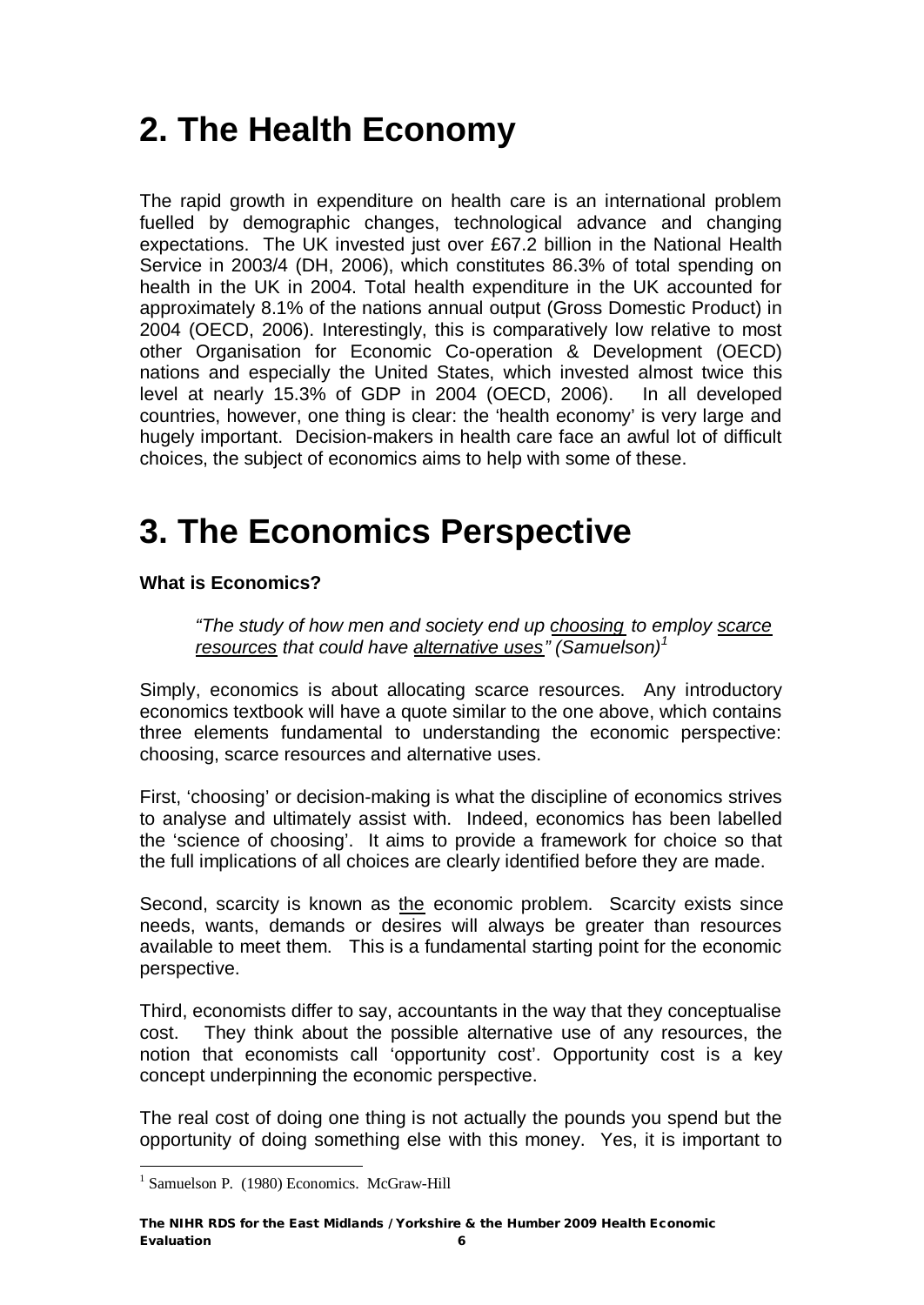# 2. The Health Economy

The rapid growth in expenditure on health care is an international problem fuelled by demographic changes, technological advance and changing expectations. The UK invested just over £67.2 billion in the National Health Service in 2003/4 (DH, 2006), which constitutes 86.3% of total spending on health in the UK in 2004. Total health expenditure in the UK accounted for approximately 8.1% of the nations annual output (Gross Domestic Product) in 2004 (OECD, 2006). Interestingly, this is comparatively low relative to most other Organisation for Economic Co-operation & Development (OECD) nations and especially the United States, which invested almost twice this level at nearly 15.3% of GDP in 2004 (OECD, 2006). In all developed countries, however, one thing is clear: the 'health economy' is very large and hugely important. Decision-makers in health care face an awful lot of difficult choices, the subject of economics aims to help with some of these.

# 3. The Economics Perspective

**What is Economics?**

> *"The study of how men and society end up <u>choosing</u> to employ <u>scarce resources</u> that could have <u>alternative uses</u>" (Samuelson)*[1]

Simply, economics is about allocating scarce resources. Any introductory economics textbook will have a quote similar to the one above, which contains three elements fundamental to understanding the economic perspective: choosing, scarce resources and alternative uses.

First, 'choosing' or decision-making is what the discipline of economics strives to analyse and ultimately assist with. Indeed, economics has been labelled the 'science of choosing'. It aims to provide a framework for choice so that the full implications of all choices are clearly identified before they are made.

Second, scarcity is known as <u>the</u> economic problem. Scarcity exists since needs, wants, demands or desires will always be greater than resources available to meet them. This is a fundamental starting point for the economic perspective.

Third, economists differ to say, accountants in the way that they conceptualise cost. They think about the possible alternative use of any resources, the notion that economists call 'opportunity cost'. Opportunity cost is a key concept underpinning the economic perspective.

The real cost of doing one thing is not actually the pounds you spend but the opportunity of doing something else with this money. Yes, it is important to

---

[1] Samuelson P. (1980) Economics. McGraw-Hill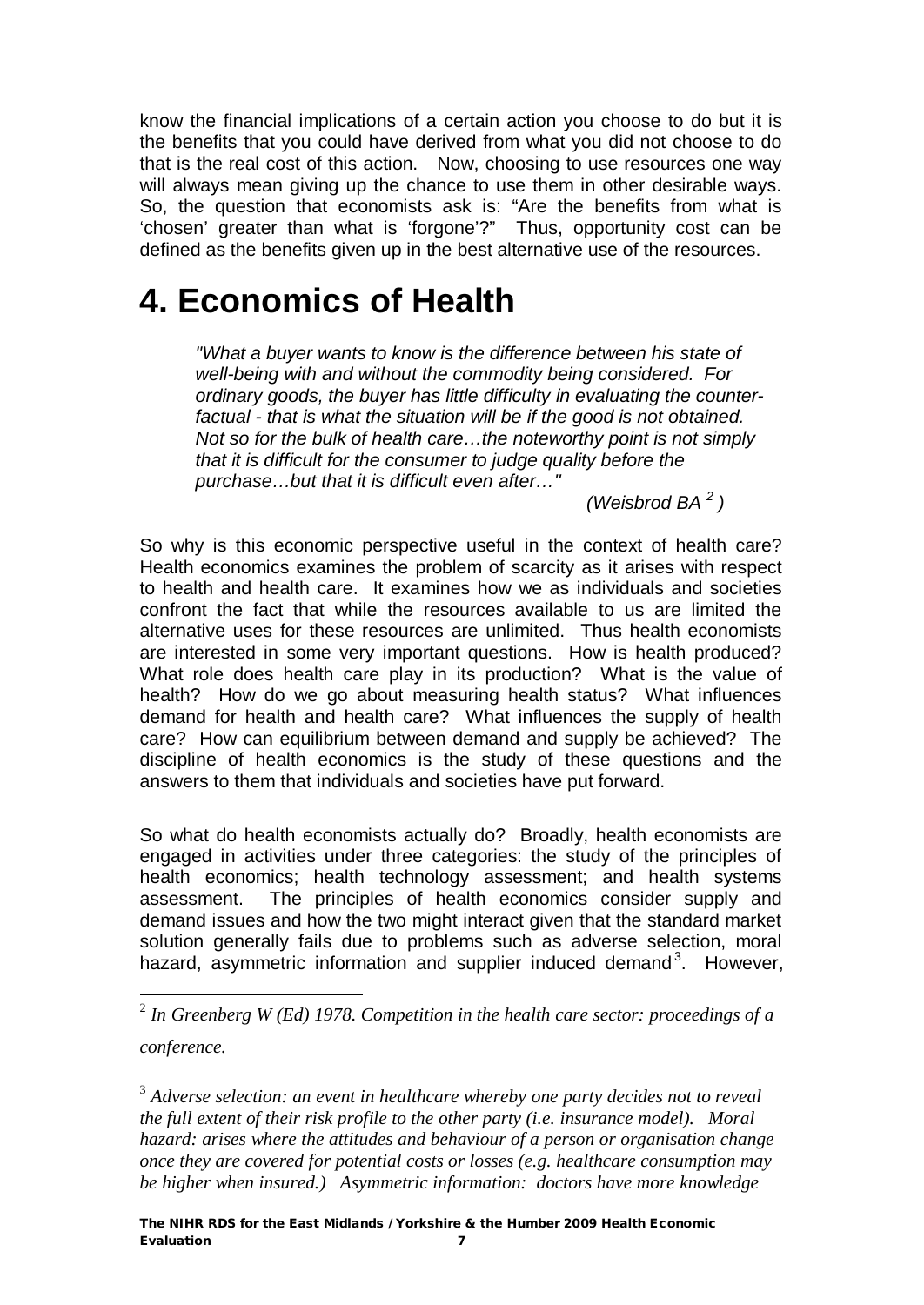know the financial implications of a certain action you choose to do but it is the benefits that you could have derived from what you did not choose to do that is the real cost of this action. Now, choosing to use resources one way will always mean giving up the chance to use them in other desirable ways. So, the question that economists ask is: "Are the benefits from what is 'chosen' greater than what is 'forgone'?" Thus, opportunity cost can be defined as the benefits given up in the best alternative use of the resources.

# 4. Economics of Health

> *"What a buyer wants to know is the difference between his state of well-being with and without the commodity being considered. For ordinary goods, the buyer has little difficulty in evaluating the counter-factual - that is what the situation will be if the good is not obtained. Not so for the bulk of health care…the noteworthy point is not simply that it is difficult for the consumer to judge quality before the purchase…but that it is difficult even after…"*
>
> *(Weisbrod BA [2] )*

So why is this economic perspective useful in the context of health care? Health economics examines the problem of scarcity as it arises with respect to health and health care. It examines how we as individuals and societies confront the fact that while the resources available to us are limited the alternative uses for these resources are unlimited. Thus health economists are interested in some very important questions. How is health produced? What role does health care play in its production? What is the value of health? How do we go about measuring health status? What influences demand for health and health care? What influences the supply of health care? How can equilibrium between demand and supply be achieved? The discipline of health economics is the study of these questions and the answers to them that individuals and societies have put forward.

So what do health economists actually do? Broadly, health economists are engaged in activities under three categories: the study of the principles of health economics; health technology assessment; and health systems assessment. The principles of health economics consider supply and demand issues and how the two might interact given that the standard market solution generally fails due to problems such as adverse selection, moral hazard, asymmetric information and supplier induced demand[3]. However,

---

[2] *In Greenberg W (Ed) 1978. Competition in the health care sector: proceedings of a conference.*

[3] *Adverse selection: an event in healthcare whereby one party decides not to reveal the full extent of their risk profile to the other party (i.e. insurance model). Moral hazard: arises where the attitudes and behaviour of a person or organisation change once they are covered for potential costs or losses (e.g. healthcare consumption may be higher when insured.) Asymmetric information: doctors have more knowledge*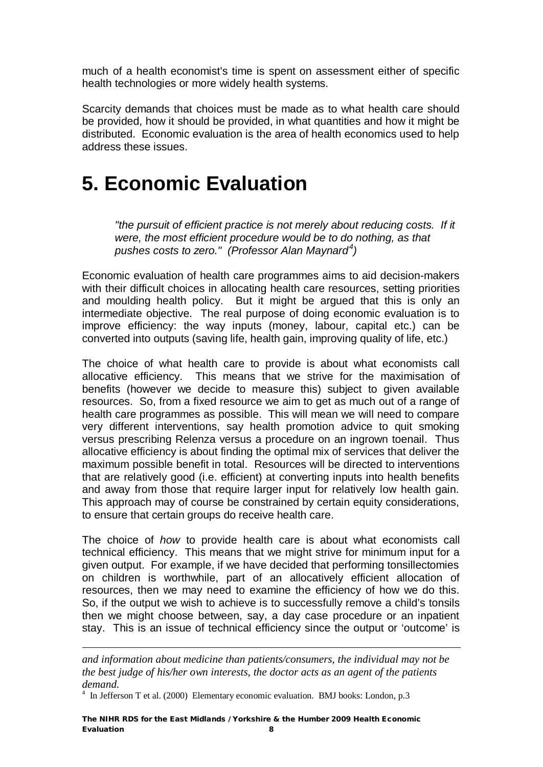much of a health economist's time is spent on assessment either of specific health technologies or more widely health systems.

Scarcity demands that choices must be made as to what health care should be provided, how it should be provided, in what quantities and how it might be distributed. Economic evaluation is the area of health economics used to help address these issues.

# 5. Economic Evaluation

> *"the pursuit of efficient practice is not merely about reducing costs. If it were, the most efficient procedure would be to do nothing, as that pushes costs to zero." (Professor Alan Maynard[4])*

Economic evaluation of health care programmes aims to aid decision-makers with their difficult choices in allocating health care resources, setting priorities and moulding health policy. But it might be argued that this is only an intermediate objective. The real purpose of doing economic evaluation is to improve efficiency: the way inputs (money, labour, capital etc.) can be converted into outputs (saving life, health gain, improving quality of life, etc.)

The choice of what health care to provide is about what economists call allocative efficiency. This means that we strive for the maximisation of benefits (however we decide to measure this) subject to given available resources. So, from a fixed resource we aim to get as much out of a range of health care programmes as possible. This will mean we will need to compare very different interventions, say health promotion advice to quit smoking versus prescribing Relenza versus a procedure on an ingrown toenail. Thus allocative efficiency is about finding the optimal mix of services that deliver the maximum possible benefit in total. Resources will be directed to interventions that are relatively good (i.e. efficient) at converting inputs into health benefits and away from those that require larger input for relatively low health gain. This approach may of course be constrained by certain equity considerations, to ensure that certain groups do receive health care.

The choice of *how* to provide health care is about what economists call technical efficiency. This means that we might strive for minimum input for a given output. For example, if we have decided that performing tonsillectomies on children is worthwhile, part of an allocatively efficient allocation of resources, then we may need to examine the efficiency of how we do this. So, if the output we wish to achieve is to successfully remove a child's tonsils then we might choose between, say, a day case procedure or an inpatient stay. This is an issue of technical efficiency since the output or 'outcome' is

---

*and information about medicine than patients/consumers, the individual may not be the best judge of his/her own interests, the doctor acts as an agent of the patients demand.*

[4] In Jefferson T et al. (2000) Elementary economic evaluation. BMJ books: London, p.3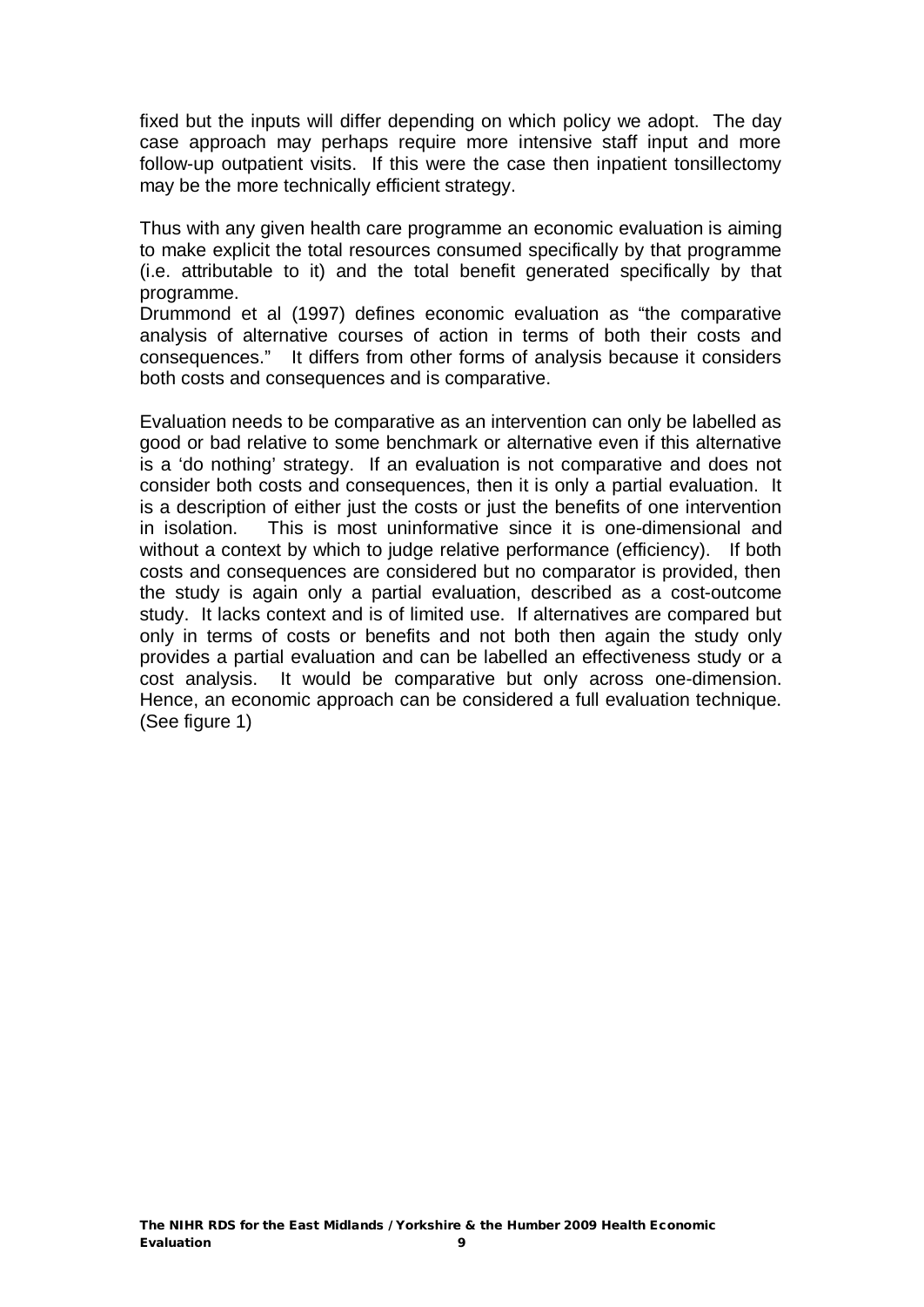fixed but the inputs will differ depending on which policy we adopt. The day case approach may perhaps require more intensive staff input and more follow-up outpatient visits. If this were the case then inpatient tonsillectomy may be the more technically efficient strategy.

Thus with any given health care programme an economic evaluation is aiming to make explicit the total resources consumed specifically by that programme (i.e. attributable to it) and the total benefit generated specifically by that programme.

Drummond et al (1997) defines economic evaluation as "the comparative analysis of alternative courses of action in terms of both their costs and consequences." It differs from other forms of analysis because it considers both costs and consequences and is comparative.

Evaluation needs to be comparative as an intervention can only be labelled as good or bad relative to some benchmark or alternative even if this alternative is a 'do nothing' strategy. If an evaluation is not comparative and does not consider both costs and consequences, then it is only a partial evaluation. It is a description of either just the costs or just the benefits of one intervention in isolation. This is most uninformative since it is one-dimensional and without a context by which to judge relative performance (efficiency). If both costs and consequences are considered but no comparator is provided, then the study is again only a partial evaluation, described as a cost-outcome study. It lacks context and is of limited use. If alternatives are compared but only in terms of costs or benefits and not both then again the study only provides a partial evaluation and can be labelled an effectiveness study or a cost analysis. It would be comparative but only across one-dimension. Hence, an economic approach can be considered a full evaluation technique. (See figure 1)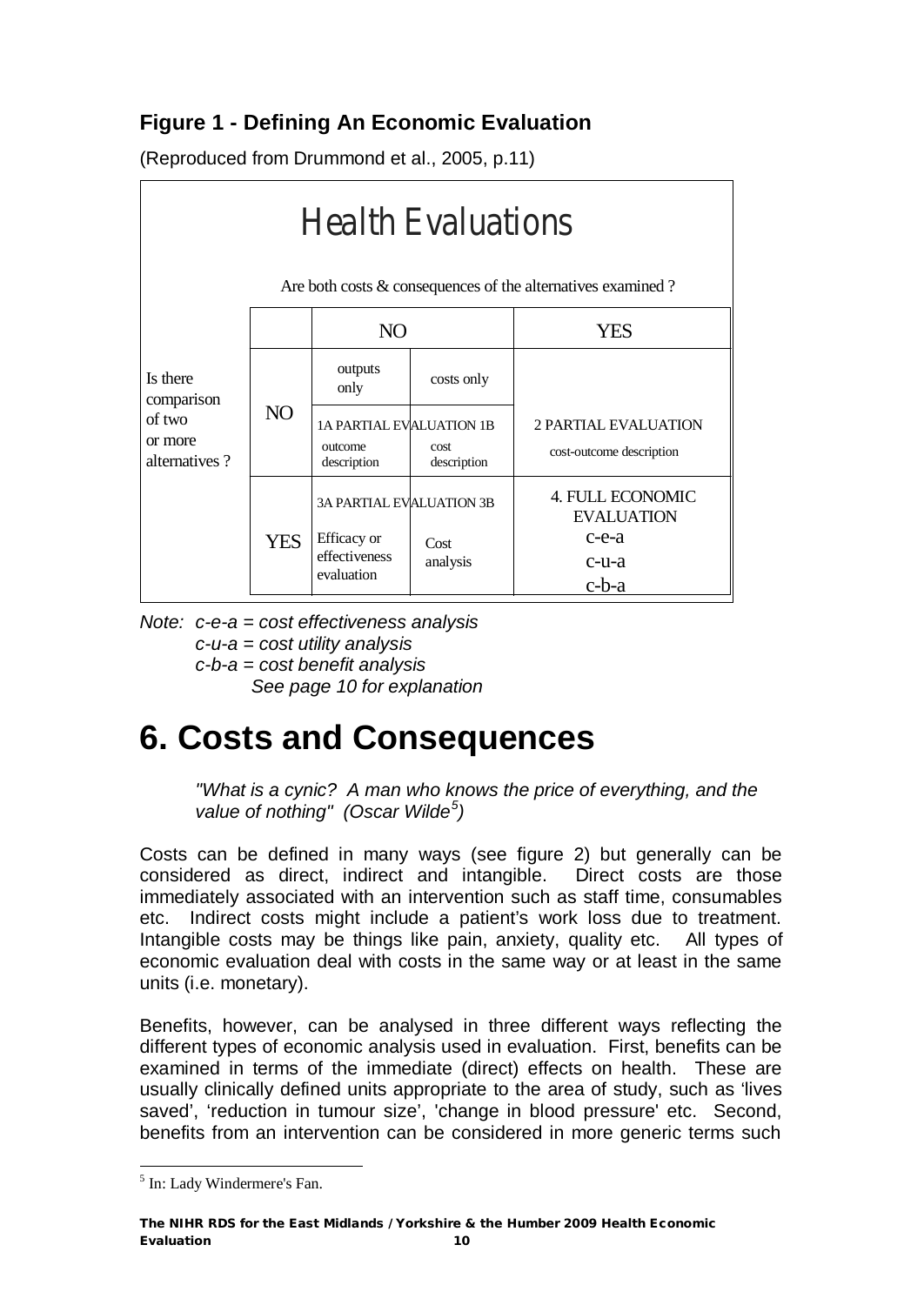### Figure 1 - Defining An Economic Evaluation

(Reproduced from Drummond et al., 2005, p.11)

**Health Evaluations**

Are both costs & consequences of the alternatives examined ?

| Is there comparison of two or more alternatives ? | | NO | | YES |
|---|---|---|---|---|
| | NO | outputs only | costs only | |
| | | 1A PARTIAL EVALUATION outcome description | 1B cost description | 2 PARTIAL EVALUATION cost-outcome description |
| | YES | 3A PARTIAL EVALUATION Efficacy or effectiveness evaluation | 3B Cost analysis | 4. FULL ECONOMIC EVALUATION c-e-a c-u-a c-b-a |

*Note: c-e-a = cost effectiveness analysis*
*c-u-a = cost utility analysis*
*c-b-a = cost benefit analysis*
*See page 10 for explanation*

# 6. Costs and Consequences

> *"What is a cynic? A man who knows the price of everything, and the value of nothing" (Oscar Wilde[5])*

Costs can be defined in many ways (see figure 2) but generally can be considered as direct, indirect and intangible. Direct costs are those immediately associated with an intervention such as staff time, consumables etc. Indirect costs might include a patient's work loss due to treatment. Intangible costs may be things like pain, anxiety, quality etc. All types of economic evaluation deal with costs in the same way or at least in the same units (i.e. monetary).

Benefits, however, can be analysed in three different ways reflecting the different types of economic analysis used in evaluation. First, benefits can be examined in terms of the immediate (direct) effects on health. These are usually clinically defined units appropriate to the area of study, such as 'lives saved', 'reduction in tumour size', 'change in blood pressure' etc. Second, benefits from an intervention can be considered in more generic terms such

[5] In: Lady Windermere's Fan.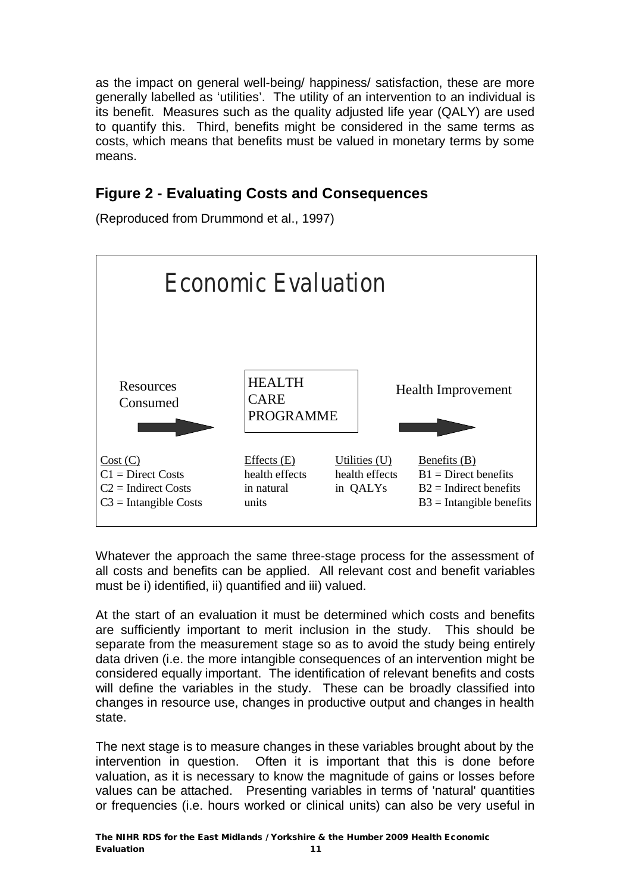as the impact on general well-being/ happiness/ satisfaction, these are more generally labelled as 'utilities'. The utility of an intervention to an individual is its benefit. Measures such as the quality adjusted life year (QALY) are used to quantify this. Third, benefits might be considered in the same terms as costs, which means that benefits must be valued in monetary terms by some means.

## Figure 2 - Evaluating Costs and Consequences

(Reproduced from Drummond et al., 1997)

Economic Evaluation

Resources Consumed → HEALTH CARE PROGRAMME → Health Improvement

| Cost (C) | Effects (E) | Utilities (U) | Benefits (B) |
|---|---|---|---|
| C1 = Direct Costs | health effects | health effects | B1 = Direct benefits |
| C2 = Indirect Costs | in natural | in QALYs | B2 = Indirect benefits |
| C3 = Intangible Costs | units | | B3 = Intangible benefits |

Whatever the approach the same three-stage process for the assessment of all costs and benefits can be applied. All relevant cost and benefit variables must be i) identified, ii) quantified and iii) valued.

At the start of an evaluation it must be determined which costs and benefits are sufficiently important to merit inclusion in the study. This should be separate from the measurement stage so as to avoid the study being entirely data driven (i.e. the more intangible consequences of an intervention might be considered equally important. The identification of relevant benefits and costs will define the variables in the study. These can be broadly classified into changes in resource use, changes in productive output and changes in health state.

The next stage is to measure changes in these variables brought about by the intervention in question. Often it is important that this is done before valuation, as it is necessary to know the magnitude of gains or losses before values can be attached. Presenting variables in terms of 'natural' quantities or frequencies (i.e. hours worked or clinical units) can also be very useful in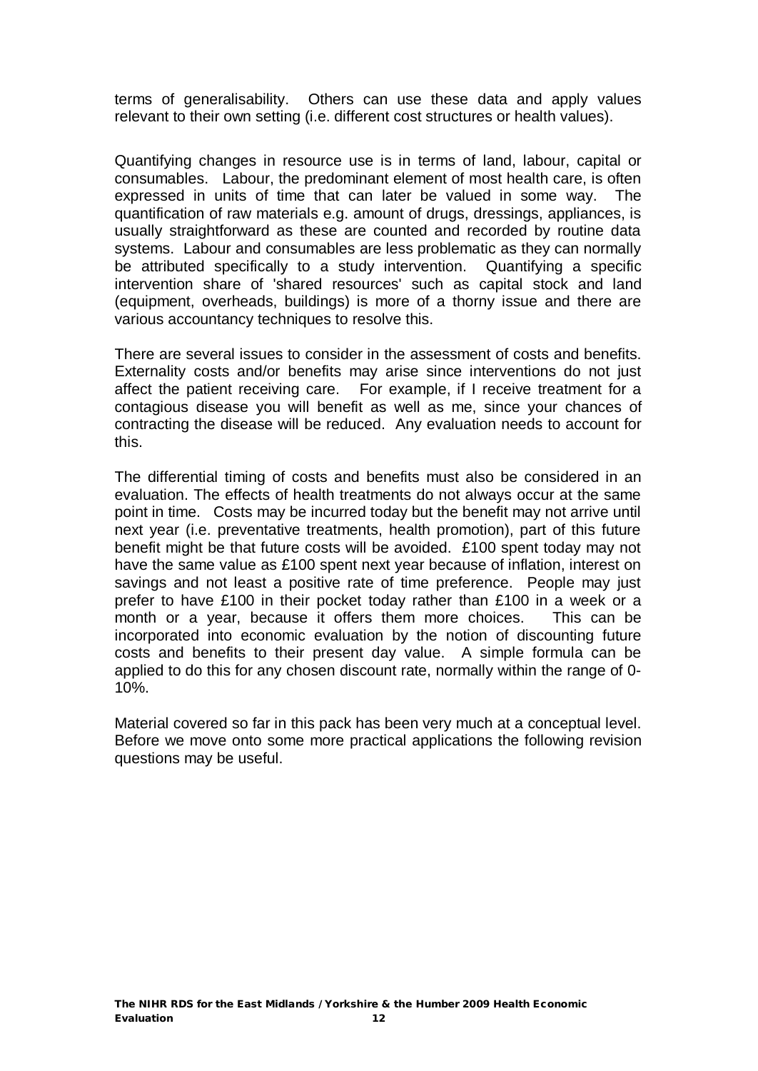terms of generalisability. Others can use these data and apply values relevant to their own setting (i.e. different cost structures or health values).

Quantifying changes in resource use is in terms of land, labour, capital or consumables. Labour, the predominant element of most health care, is often expressed in units of time that can later be valued in some way. The quantification of raw materials e.g. amount of drugs, dressings, appliances, is usually straightforward as these are counted and recorded by routine data systems. Labour and consumables are less problematic as they can normally be attributed specifically to a study intervention. Quantifying a specific intervention share of 'shared resources' such as capital stock and land (equipment, overheads, buildings) is more of a thorny issue and there are various accountancy techniques to resolve this.

There are several issues to consider in the assessment of costs and benefits. Externality costs and/or benefits may arise since interventions do not just affect the patient receiving care. For example, if I receive treatment for a contagious disease you will benefit as well as me, since your chances of contracting the disease will be reduced. Any evaluation needs to account for this.

The differential timing of costs and benefits must also be considered in an evaluation. The effects of health treatments do not always occur at the same point in time. Costs may be incurred today but the benefit may not arrive until next year (i.e. preventative treatments, health promotion), part of this future benefit might be that future costs will be avoided. £100 spent today may not have the same value as £100 spent next year because of inflation, interest on savings and not least a positive rate of time preference. People may just prefer to have £100 in their pocket today rather than £100 in a week or a month or a year, because it offers them more choices. This can be incorporated into economic evaluation by the notion of discounting future costs and benefits to their present day value. A simple formula can be applied to do this for any chosen discount rate, normally within the range of 0-10%.

Material covered so far in this pack has been very much at a conceptual level. Before we move onto some more practical applications the following revision questions may be useful.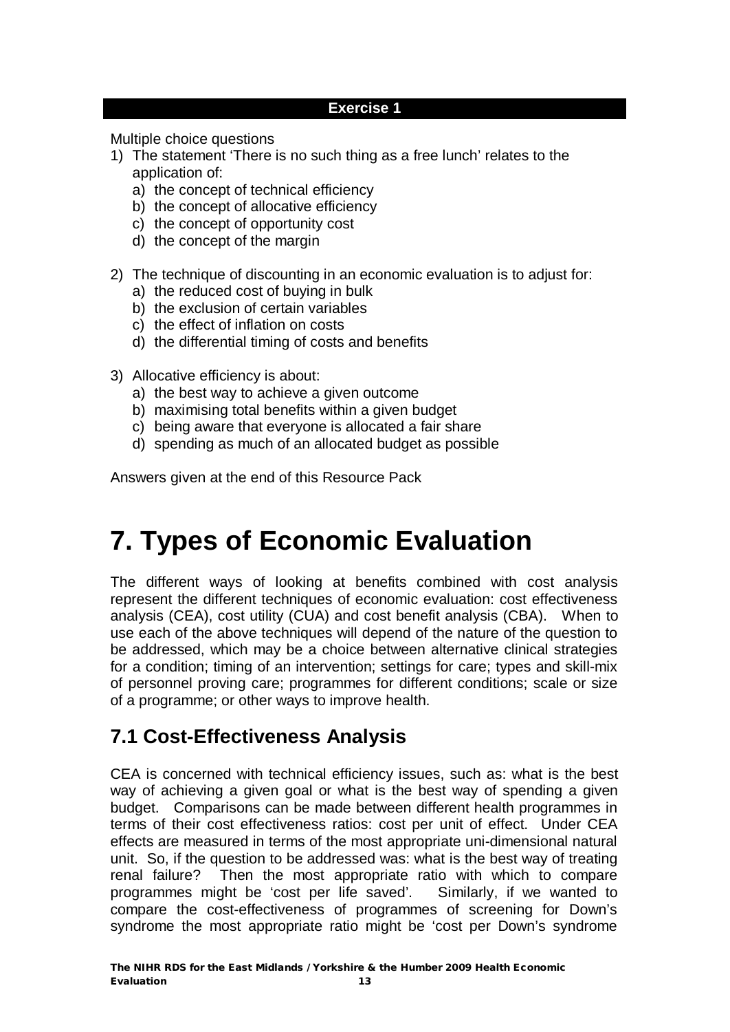**Exercise 1**

Multiple choice questions

1) The statement 'There is no such thing as a free lunch' relates to the application of:
   a) the concept of technical efficiency
   b) the concept of allocative efficiency
   c) the concept of opportunity cost
   d) the concept of the margin

2) The technique of discounting in an economic evaluation is to adjust for:
   a) the reduced cost of buying in bulk
   b) the exclusion of certain variables
   c) the effect of inflation on costs
   d) the differential timing of costs and benefits

3) Allocative efficiency is about:
   a) the best way to achieve a given outcome
   b) maximising total benefits within a given budget
   c) being aware that everyone is allocated a fair share
   d) spending as much of an allocated budget as possible

Answers given at the end of this Resource Pack

# 7. Types of Economic Evaluation

The different ways of looking at benefits combined with cost analysis represent the different techniques of economic evaluation: cost effectiveness analysis (CEA), cost utility (CUA) and cost benefit analysis (CBA). When to use each of the above techniques will depend of the nature of the question to be addressed, which may be a choice between alternative clinical strategies for a condition; timing of an intervention; settings for care; types and skill-mix of personnel proving care; programmes for different conditions; scale or size of a programme; or other ways to improve health.

## 7.1 Cost-Effectiveness Analysis

CEA is concerned with technical efficiency issues, such as: what is the best way of achieving a given goal or what is the best way of spending a given budget. Comparisons can be made between different health programmes in terms of their cost effectiveness ratios: cost per unit of effect. Under CEA effects are measured in terms of the most appropriate uni-dimensional natural unit. So, if the question to be addressed was: what is the best way of treating renal failure? Then the most appropriate ratio with which to compare programmes might be 'cost per life saved'. Similarly, if we wanted to compare the cost-effectiveness of programmes of screening for Down's syndrome the most appropriate ratio might be 'cost per Down's syndrome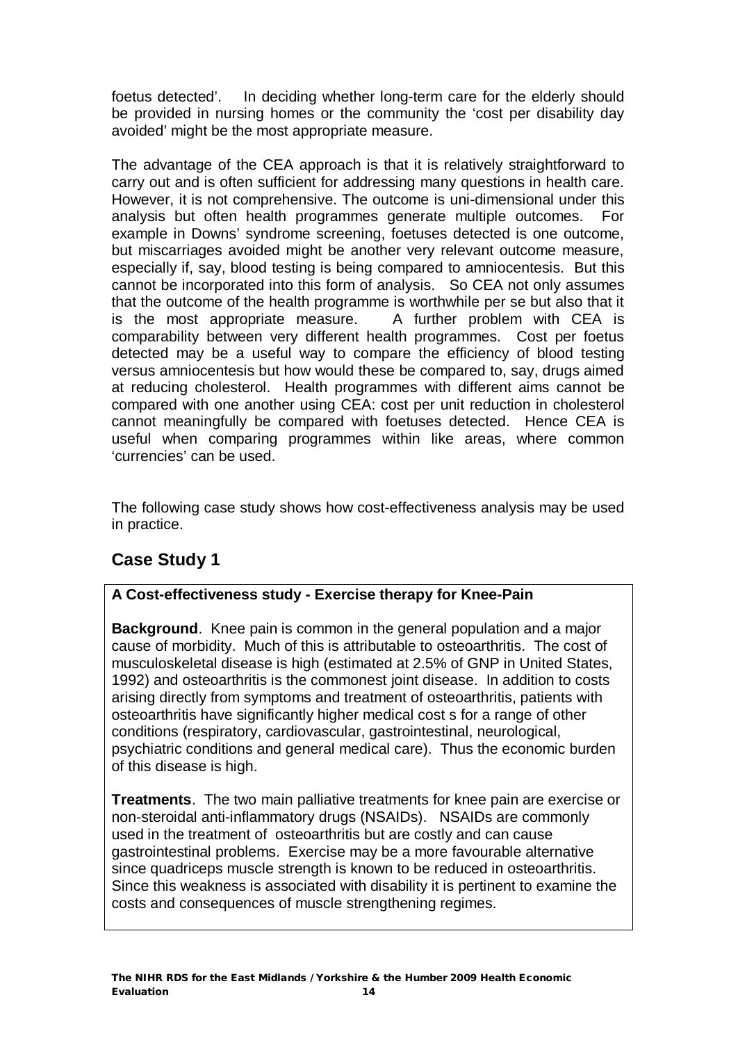foetus detected'. In deciding whether long-term care for the elderly should be provided in nursing homes or the community the 'cost per disability day avoided' might be the most appropriate measure.

The advantage of the CEA approach is that it is relatively straightforward to carry out and is often sufficient for addressing many questions in health care. However, it is not comprehensive. The outcome is uni-dimensional under this analysis but often health programmes generate multiple outcomes. For example in Downs' syndrome screening, foetuses detected is one outcome, but miscarriages avoided might be another very relevant outcome measure, especially if, say, blood testing is being compared to amniocentesis. But this cannot be incorporated into this form of analysis. So CEA not only assumes that the outcome of the health programme is worthwhile per se but also that it is the most appropriate measure. A further problem with CEA is comparability between very different health programmes. Cost per foetus detected may be a useful way to compare the efficiency of blood testing versus amniocentesis but how would these be compared to, say, drugs aimed at reducing cholesterol. Health programmes with different aims cannot be compared with one another using CEA: cost per unit reduction in cholesterol cannot meaningfully be compared with foetuses detected. Hence CEA is useful when comparing programmes within like areas, where common 'currencies' can be used.

The following case study shows how cost-effectiveness analysis may be used in practice.

## Case Study 1

**A Cost-effectiveness study - Exercise therapy for Knee-Pain**

**Background**. Knee pain is common in the general population and a major cause of morbidity. Much of this is attributable to osteoarthritis. The cost of musculoskeletal disease is high (estimated at 2.5% of GNP in United States, 1992) and osteoarthritis is the commonest joint disease. In addition to costs arising directly from symptoms and treatment of osteoarthritis, patients with osteoarthritis have significantly higher medical cost s for a range of other conditions (respiratory, cardiovascular, gastrointestinal, neurological, psychiatric conditions and general medical care). Thus the economic burden of this disease is high.

**Treatments**. The two main palliative treatments for knee pain are exercise or non-steroidal anti-inflammatory drugs (NSAIDs). NSAIDs are commonly used in the treatment of osteoarthritis but are costly and can cause gastrointestinal problems. Exercise may be a more favourable alternative since quadriceps muscle strength is known to be reduced in osteoarthritis. Since this weakness is associated with disability it is pertinent to examine the costs and consequences of muscle strengthening regimes.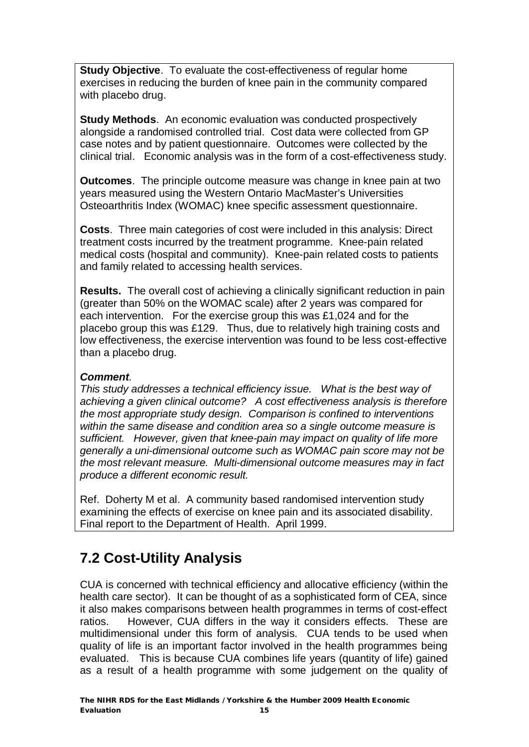**Study Objective**. To evaluate the cost-effectiveness of regular home exercises in reducing the burden of knee pain in the community compared with placebo drug.

**Study Methods**. An economic evaluation was conducted prospectively alongside a randomised controlled trial. Cost data were collected from GP case notes and by patient questionnaire. Outcomes were collected by the clinical trial. Economic analysis was in the form of a cost-effectiveness study.

**Outcomes**. The principle outcome measure was change in knee pain at two years measured using the Western Ontario MacMaster's Universities Osteoarthritis Index (WOMAC) knee specific assessment questionnaire.

**Costs**. Three main categories of cost were included in this analysis: Direct treatment costs incurred by the treatment programme. Knee-pain related medical costs (hospital and community). Knee-pain related costs to patients and family related to accessing health services.

**Results.** The overall cost of achieving a clinically significant reduction in pain (greater than 50% on the WOMAC scale) after 2 years was compared for each intervention. For the exercise group this was £1,024 and for the placebo group this was £129. Thus, due to relatively high training costs and low effectiveness, the exercise intervention was found to be less cost-effective than a placebo drug.

***Comment*.**
*This study addresses a technical efficiency issue. What is the best way of achieving a given clinical outcome? A cost effectiveness analysis is therefore the most appropriate study design. Comparison is confined to interventions within the same disease and condition area so a single outcome measure is sufficient. However, given that knee-pain may impact on quality of life more generally a uni-dimensional outcome such as WOMAC pain score may not be the most relevant measure. Multi-dimensional outcome measures may in fact produce a different economic result.*

Ref. Doherty M et al. A community based randomised intervention study examining the effects of exercise on knee pain and its associated disability. Final report to the Department of Health. April 1999.

## 7.2 Cost-Utility Analysis

CUA is concerned with technical efficiency and allocative efficiency (within the health care sector). It can be thought of as a sophisticated form of CEA, since it also makes comparisons between health programmes in terms of cost-effect ratios. However, CUA differs in the way it considers effects. These are multidimensional under this form of analysis. CUA tends to be used when quality of life is an important factor involved in the health programmes being evaluated. This is because CUA combines life years (quantity of life) gained as a result of a health programme with some judgement on the quality of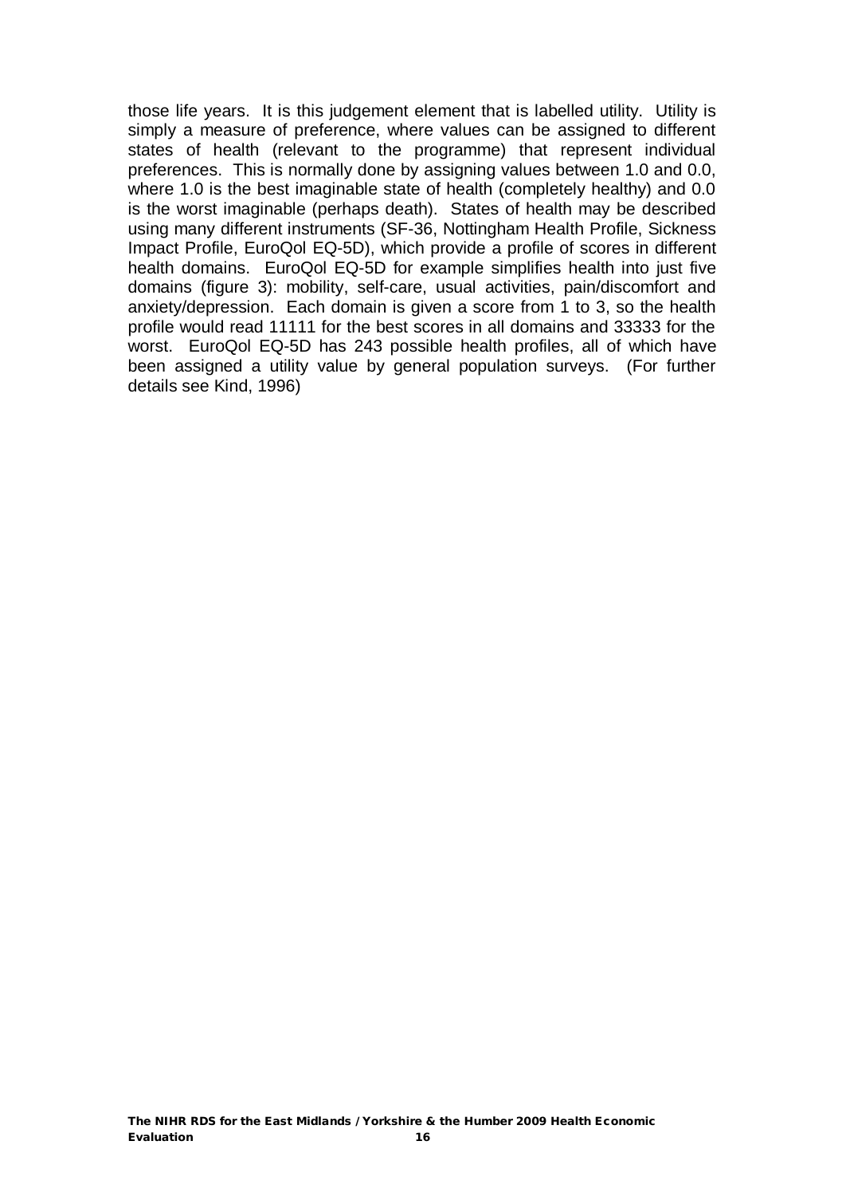those life years. It is this judgement element that is labelled utility. Utility is simply a measure of preference, where values can be assigned to different states of health (relevant to the programme) that represent individual preferences. This is normally done by assigning values between 1.0 and 0.0, where 1.0 is the best imaginable state of health (completely healthy) and 0.0 is the worst imaginable (perhaps death). States of health may be described using many different instruments (SF-36, Nottingham Health Profile, Sickness Impact Profile, EuroQol EQ-5D), which provide a profile of scores in different health domains. EuroQol EQ-5D for example simplifies health into just five domains (figure 3): mobility, self-care, usual activities, pain/discomfort and anxiety/depression. Each domain is given a score from 1 to 3, so the health profile would read 11111 for the best scores in all domains and 33333 for the worst. EuroQol EQ-5D has 243 possible health profiles, all of which have been assigned a utility value by general population surveys. (For further details see Kind, 1996)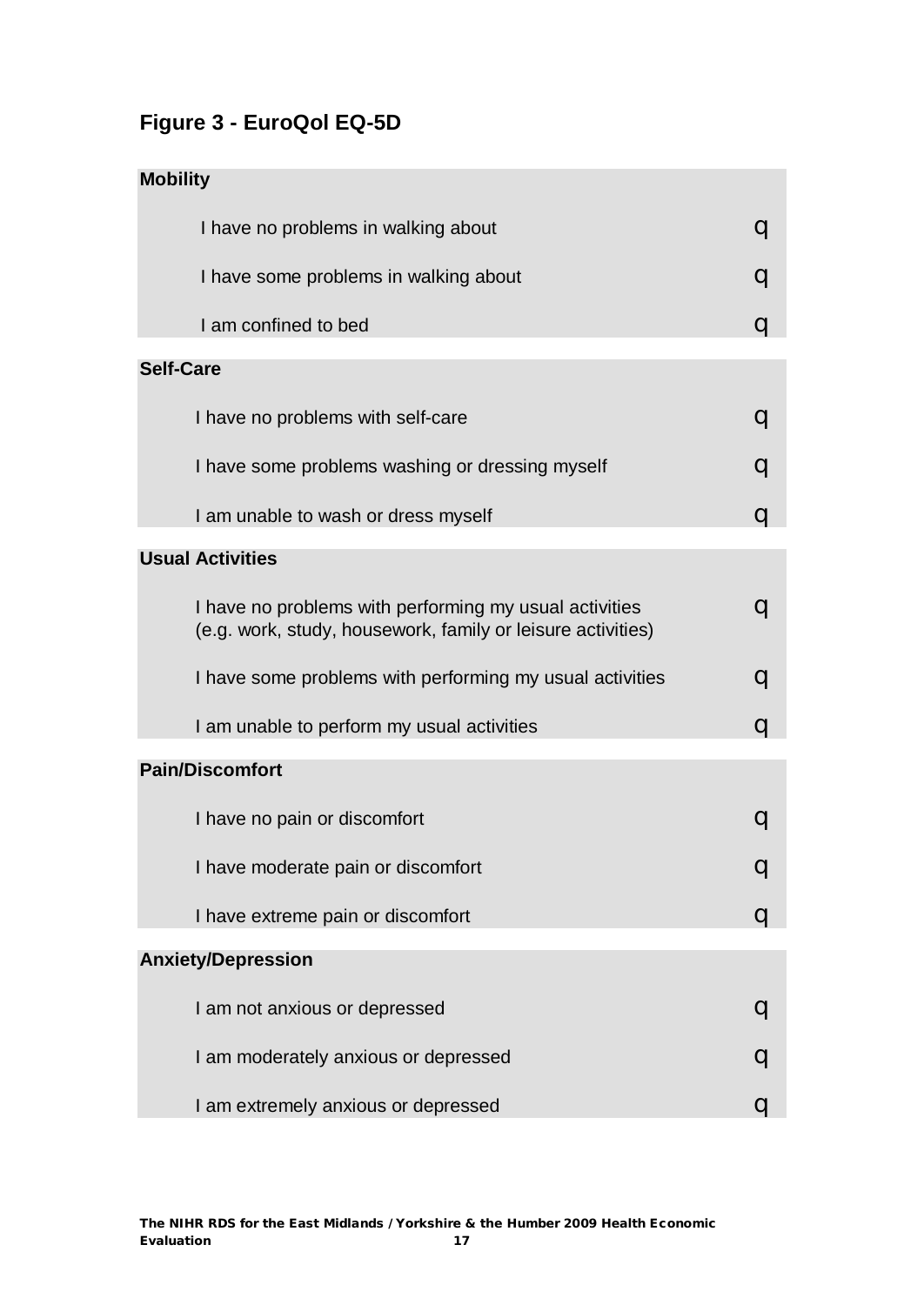## Figure 3 - EuroQol EQ-5D

| **Mobility** | |
|---|---|
| I have no problems in walking about | q |
| I have some problems in walking about | q |
| I am confined to bed | q |

| **Self-Care** | |
|---|---|
| I have no problems with self-care | q |
| I have some problems washing or dressing myself | q |
| I am unable to wash or dress myself | q |

| **Usual Activities** | |
|---|---|
| I have no problems with performing my usual activities (e.g. work, study, housework, family or leisure activities) | q |
| I have some problems with performing my usual activities | q |
| I am unable to perform my usual activities | q |

| **Pain/Discomfort** | |
|---|---|
| I have no pain or discomfort | q |
| I have moderate pain or discomfort | q |
| I have extreme pain or discomfort | q |

| **Anxiety/Depression** | |
|---|---|
| I am not anxious or depressed | q |
| I am moderately anxious or depressed | q |
| I am extremely anxious or depressed | q |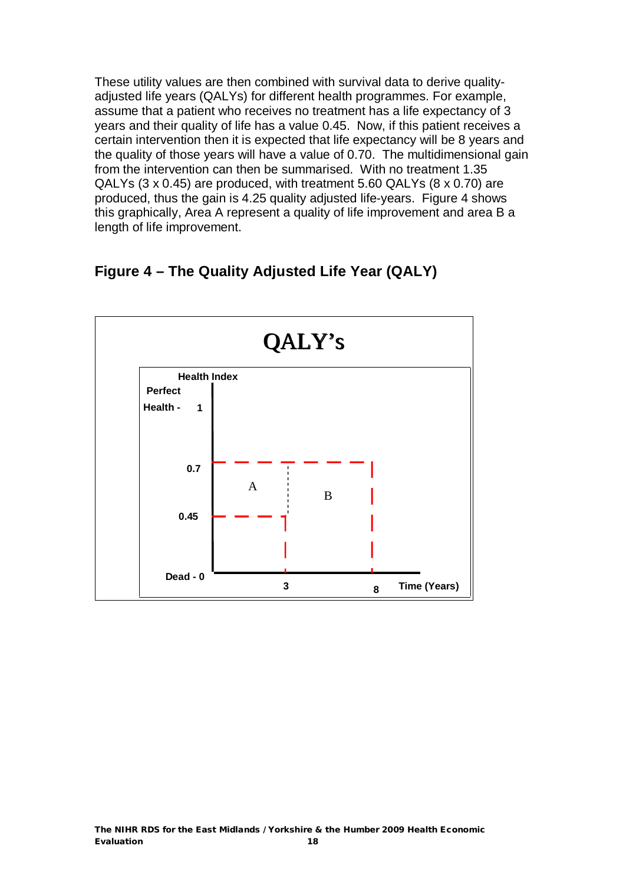These utility values are then combined with survival data to derive quality-adjusted life years (QALYs) for different health programmes. For example, assume that a patient who receives no treatment has a life expectancy of 3 years and their quality of life has a value 0.45. Now, if this patient receives a certain intervention then it is expected that life expectancy will be 8 years and the quality of those years will have a value of 0.70. The multidimensional gain from the intervention can then be summarised. With no treatment 1.35 QALYs (3 x 0.45) are produced, with treatment 5.60 QALYs (8 x 0.70) are produced, thus the gain is 4.25 quality adjusted life-years. Figure 4 shows this graphically, Area A represent a quality of life improvement and area B a length of life improvement.

## Figure 4 – The Quality Adjusted Life Year (QALY)

QALY's

Health Index

Perfect Health - 1

0.7

0.45

Dead - 0

A

B

3

8

Time (Years)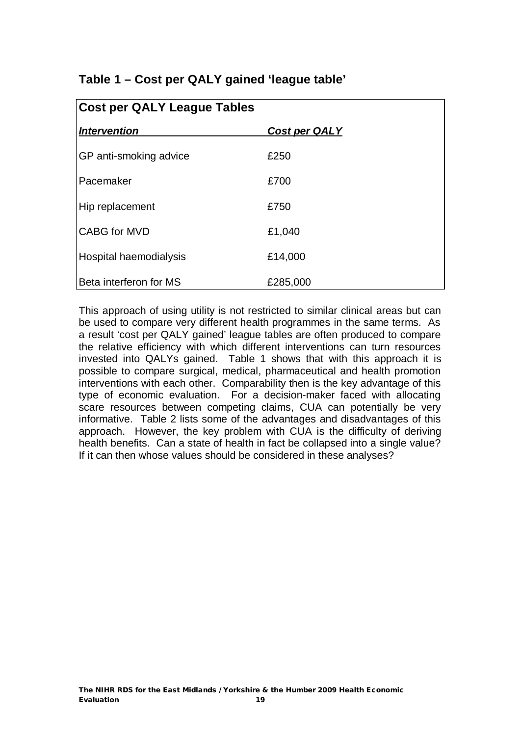### Table 1 – Cost per QALY gained 'league table'

| Cost per QALY League Tables | |
|---|---|
| ***Intervention*** | ***Cost per QALY*** |
| GP anti-smoking advice | £250 |
| Pacemaker | £700 |
| Hip replacement | £750 |
| CABG for MVD | £1,040 |
| Hospital haemodialysis | £14,000 |
| Beta interferon for MS | £285,000 |

This approach of using utility is not restricted to similar clinical areas but can be used to compare very different health programmes in the same terms. As a result 'cost per QALY gained' league tables are often produced to compare the relative efficiency with which different interventions can turn resources invested into QALYs gained. Table 1 shows that with this approach it is possible to compare surgical, medical, pharmaceutical and health promotion interventions with each other. Comparability then is the key advantage of this type of economic evaluation. For a decision-maker faced with allocating scare resources between competing claims, CUA can potentially be very informative. Table 2 lists some of the advantages and disadvantages of this approach. However, the key problem with CUA is the difficulty of deriving health benefits. Can a state of health in fact be collapsed into a single value? If it can then whose values should be considered in these analyses?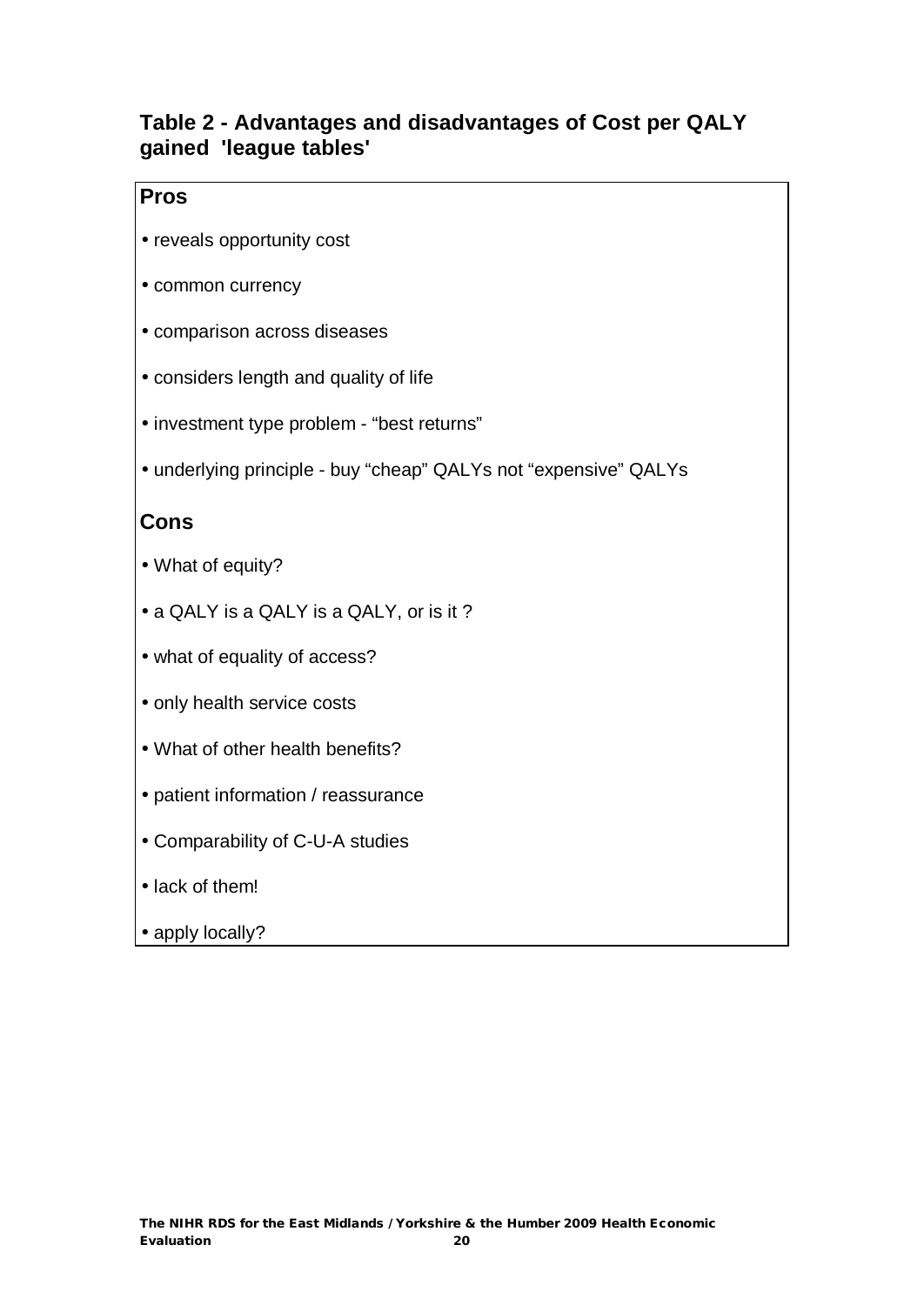### Table 2 - Advantages and disadvantages of Cost per QALY gained 'league tables'

**Pros**

- reveals opportunity cost
- common currency
- comparison across diseases
- considers length and quality of life
- investment type problem - "best returns"
- underlying principle - buy "cheap" QALYs not "expensive" QALYs

**Cons**

- What of equity?
- a QALY is a QALY is a QALY, or is it ?
- what of equality of access?
- only health service costs
- What of other health benefits?
- patient information / reassurance
- Comparability of C-U-A studies
- lack of them!
- apply locally?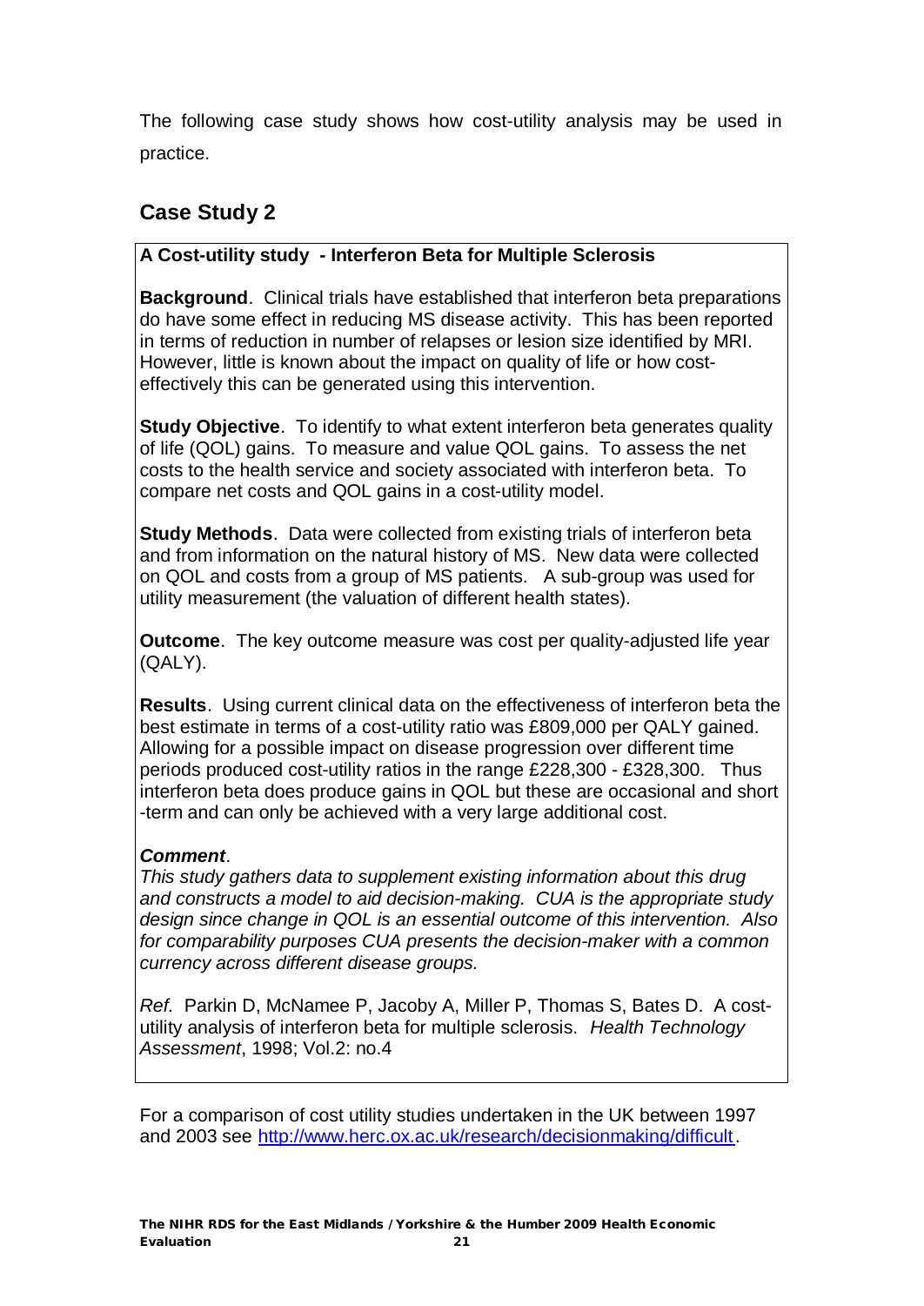The following case study shows how cost-utility analysis may be used in practice.

## Case Study 2

**A Cost-utility study - Interferon Beta for Multiple Sclerosis**

**Background**. Clinical trials have established that interferon beta preparations do have some effect in reducing MS disease activity. This has been reported in terms of reduction in number of relapses or lesion size identified by MRI. However, little is known about the impact on quality of life or how cost-effectively this can be generated using this intervention.

**Study Objective**. To identify to what extent interferon beta generates quality of life (QOL) gains. To measure and value QOL gains. To assess the net costs to the health service and society associated with interferon beta. To compare net costs and QOL gains in a cost-utility model.

**Study Methods**. Data were collected from existing trials of interferon beta and from information on the natural history of MS. New data were collected on QOL and costs from a group of MS patients. A sub-group was used for utility measurement (the valuation of different health states).

**Outcome**. The key outcome measure was cost per quality-adjusted life year (QALY).

**Results**. Using current clinical data on the effectiveness of interferon beta the best estimate in terms of a cost-utility ratio was £809,000 per QALY gained. Allowing for a possible impact on disease progression over different time periods produced cost-utility ratios in the range £228,300 - £328,300. Thus interferon beta does produce gains in QOL but these are occasional and short -term and can only be achieved with a very large additional cost.

***Comment***.
*This study gathers data to supplement existing information about this drug and constructs a model to aid decision-making. CUA is the appropriate study design since change in QOL is an essential outcome of this intervention. Also for comparability purposes CUA presents the decision-maker with a common currency across different disease groups.*

*Ref.* Parkin D, McNamee P, Jacoby A, Miller P, Thomas S, Bates D. A cost-utility analysis of interferon beta for multiple sclerosis. *Health Technology Assessment*, 1998; Vol.2: no.4

For a comparison of cost utility studies undertaken in the UK between 1997 and 2003 see http://www.herc.ox.ac.uk/research/decisionmaking/difficult.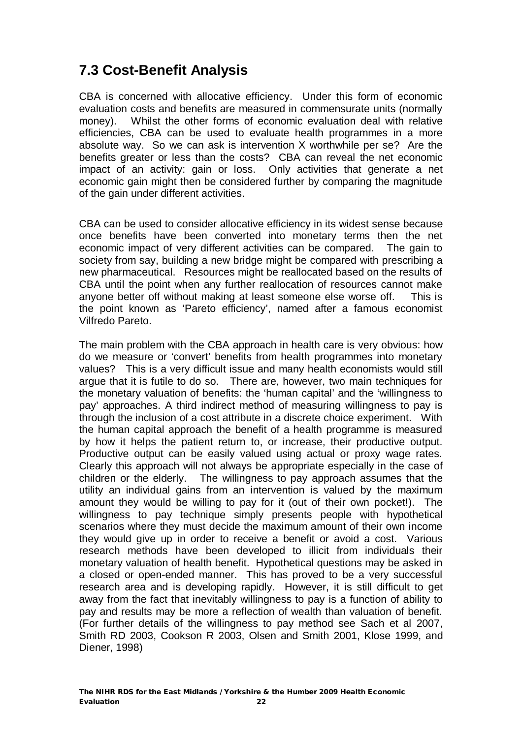## 7.3 Cost-Benefit Analysis

CBA is concerned with allocative efficiency. Under this form of economic evaluation costs and benefits are measured in commensurate units (normally money). Whilst the other forms of economic evaluation deal with relative efficiencies, CBA can be used to evaluate health programmes in a more absolute way. So we can ask is intervention X worthwhile per se? Are the benefits greater or less than the costs? CBA can reveal the net economic impact of an activity: gain or loss. Only activities that generate a net economic gain might then be considered further by comparing the magnitude of the gain under different activities.

CBA can be used to consider allocative efficiency in its widest sense because once benefits have been converted into monetary terms then the net economic impact of very different activities can be compared. The gain to society from say, building a new bridge might be compared with prescribing a new pharmaceutical. Resources might be reallocated based on the results of CBA until the point when any further reallocation of resources cannot make anyone better off without making at least someone else worse off. This is the point known as 'Pareto efficiency', named after a famous economist Vilfredo Pareto.

The main problem with the CBA approach in health care is very obvious: how do we measure or 'convert' benefits from health programmes into monetary values? This is a very difficult issue and many health economists would still argue that it is futile to do so. There are, however, two main techniques for the monetary valuation of benefits: the 'human capital' and the 'willingness to pay' approaches. A third indirect method of measuring willingness to pay is through the inclusion of a cost attribute in a discrete choice experiment. With the human capital approach the benefit of a health programme is measured by how it helps the patient return to, or increase, their productive output. Productive output can be easily valued using actual or proxy wage rates. Clearly this approach will not always be appropriate especially in the case of children or the elderly. The willingness to pay approach assumes that the utility an individual gains from an intervention is valued by the maximum amount they would be willing to pay for it (out of their own pocket!). The willingness to pay technique simply presents people with hypothetical scenarios where they must decide the maximum amount of their own income they would give up in order to receive a benefit or avoid a cost. Various research methods have been developed to illicit from individuals their monetary valuation of health benefit. Hypothetical questions may be asked in a closed or open-ended manner. This has proved to be a very successful research area and is developing rapidly. However, it is still difficult to get away from the fact that inevitably willingness to pay is a function of ability to pay and results may be more a reflection of wealth than valuation of benefit. (For further details of the willingness to pay method see Sach et al 2007, Smith RD 2003, Cookson R 2003, Olsen and Smith 2001, Klose 1999, and Diener, 1998)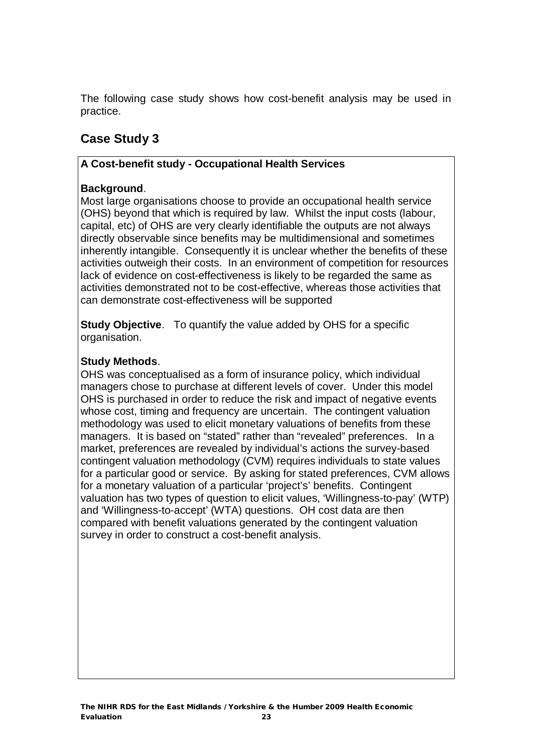The following case study shows how cost-benefit analysis may be used in practice.

## Case Study 3

**A Cost-benefit study - Occupational Health Services**

**Background**.
Most large organisations choose to provide an occupational health service (OHS) beyond that which is required by law. Whilst the input costs (labour, capital, etc) of OHS are very clearly identifiable the outputs are not always directly observable since benefits may be multidimensional and sometimes inherently intangible. Consequently it is unclear whether the benefits of these activities outweigh their costs. In an environment of competition for resources lack of evidence on cost-effectiveness is likely to be regarded the same as activities demonstrated not to be cost-effective, whereas those activities that can demonstrate cost-effectiveness will be supported

**Study Objective**. To quantify the value added by OHS for a specific organisation.

**Study Methods**.
OHS was conceptualised as a form of insurance policy, which individual managers chose to purchase at different levels of cover. Under this model OHS is purchased in order to reduce the risk and impact of negative events whose cost, timing and frequency are uncertain. The contingent valuation methodology was used to elicit monetary valuations of benefits from these managers. It is based on "stated" rather than "revealed" preferences. In a market, preferences are revealed by individual's actions the survey-based contingent valuation methodology (CVM) requires individuals to state values for a particular good or service. By asking for stated preferences, CVM allows for a monetary valuation of a particular 'project's' benefits. Contingent valuation has two types of question to elicit values, 'Willingness-to-pay' (WTP) and 'Willingness-to-accept' (WTA) questions. OH cost data are then compared with benefit valuations generated by the contingent valuation survey in order to construct a cost-benefit analysis.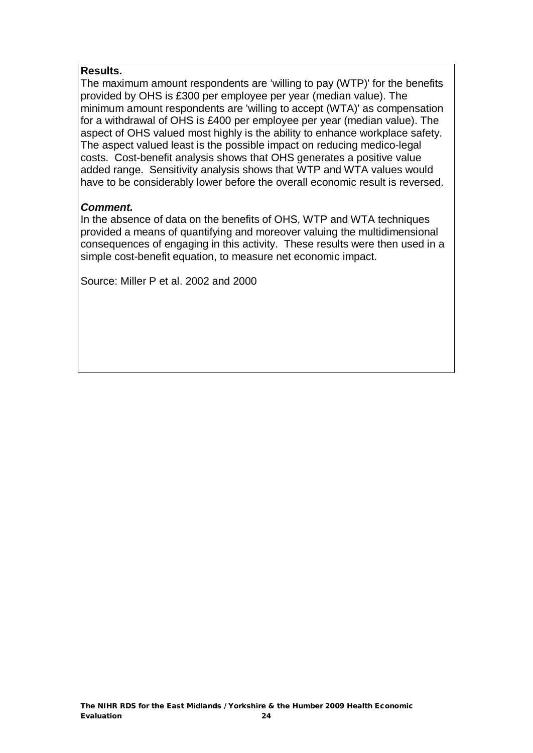**Results.**

The maximum amount respondents are 'willing to pay (WTP)' for the benefits provided by OHS is £300 per employee per year (median value). The minimum amount respondents are 'willing to accept (WTA)' as compensation for a withdrawal of OHS is £400 per employee per year (median value). The aspect of OHS valued most highly is the ability to enhance workplace safety. The aspect valued least is the possible impact on reducing medico-legal costs. Cost-benefit analysis shows that OHS generates a positive value added range. Sensitivity analysis shows that WTP and WTA values would have to be considerably lower before the overall economic result is reversed.

***Comment.***

In the absence of data on the benefits of OHS, WTP and WTA techniques provided a means of quantifying and moreover valuing the multidimensional consequences of engaging in this activity. These results were then used in a simple cost-benefit equation, to measure net economic impact.

Source: Miller P et al. 2002 and 2000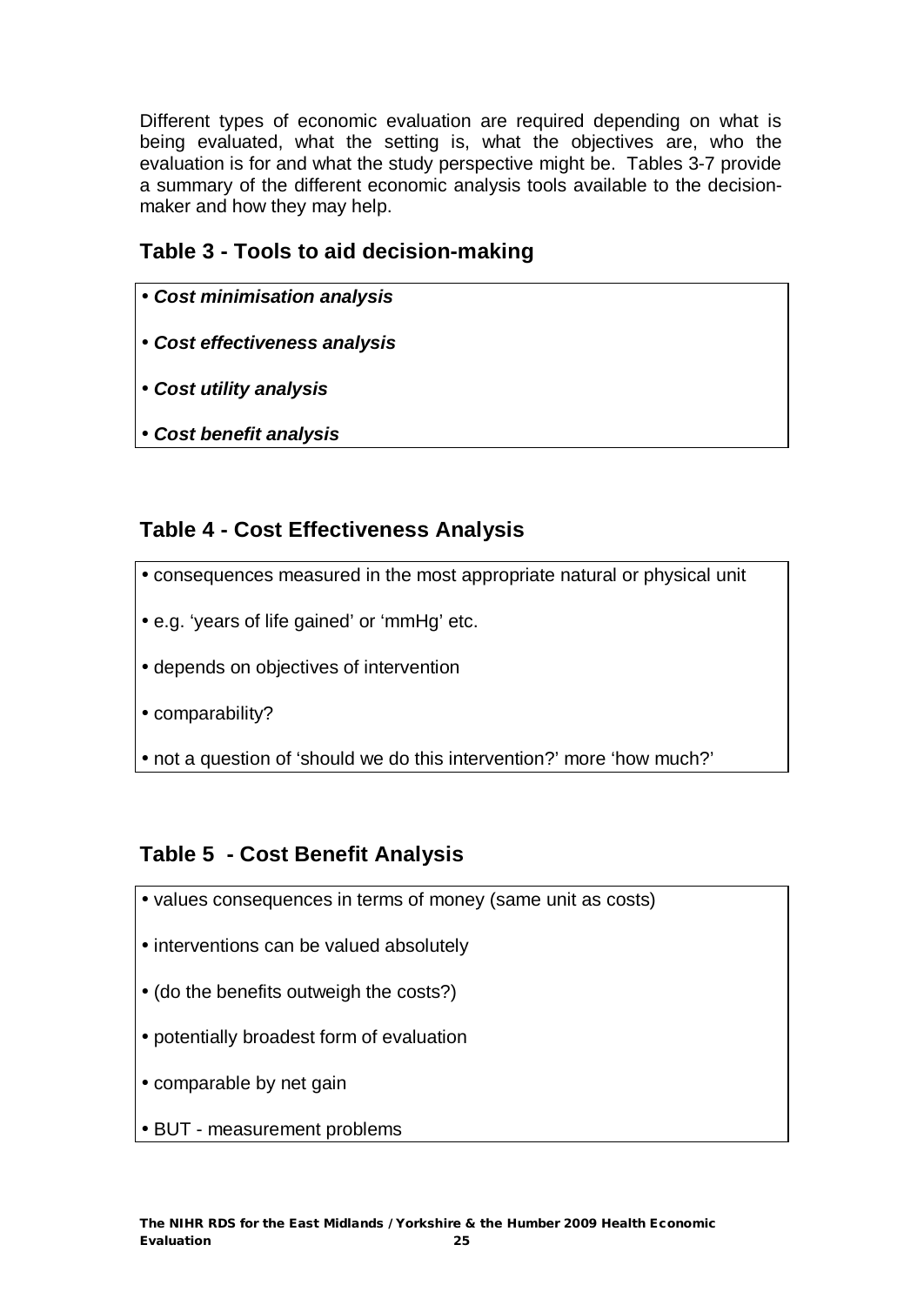Different types of economic evaluation are required depending on what is being evaluated, what the setting is, what the objectives are, who the evaluation is for and what the study perspective might be. Tables 3-7 provide a summary of the different economic analysis tools available to the decision-maker and how they may help.

## Table 3 - Tools to aid decision-making

- ***Cost minimisation analysis***
- ***Cost effectiveness analysis***
- ***Cost utility analysis***
- ***Cost benefit analysis***

## Table 4 - Cost Effectiveness Analysis

- consequences measured in the most appropriate natural or physical unit
- e.g. 'years of life gained' or 'mmHg' etc.
- depends on objectives of intervention
- comparability?
- not a question of 'should we do this intervention?' more 'how much?'

## Table 5 - Cost Benefit Analysis

- values consequences in terms of money (same unit as costs)
- interventions can be valued absolutely
- (do the benefits outweigh the costs?)
- potentially broadest form of evaluation
- comparable by net gain
- BUT - measurement problems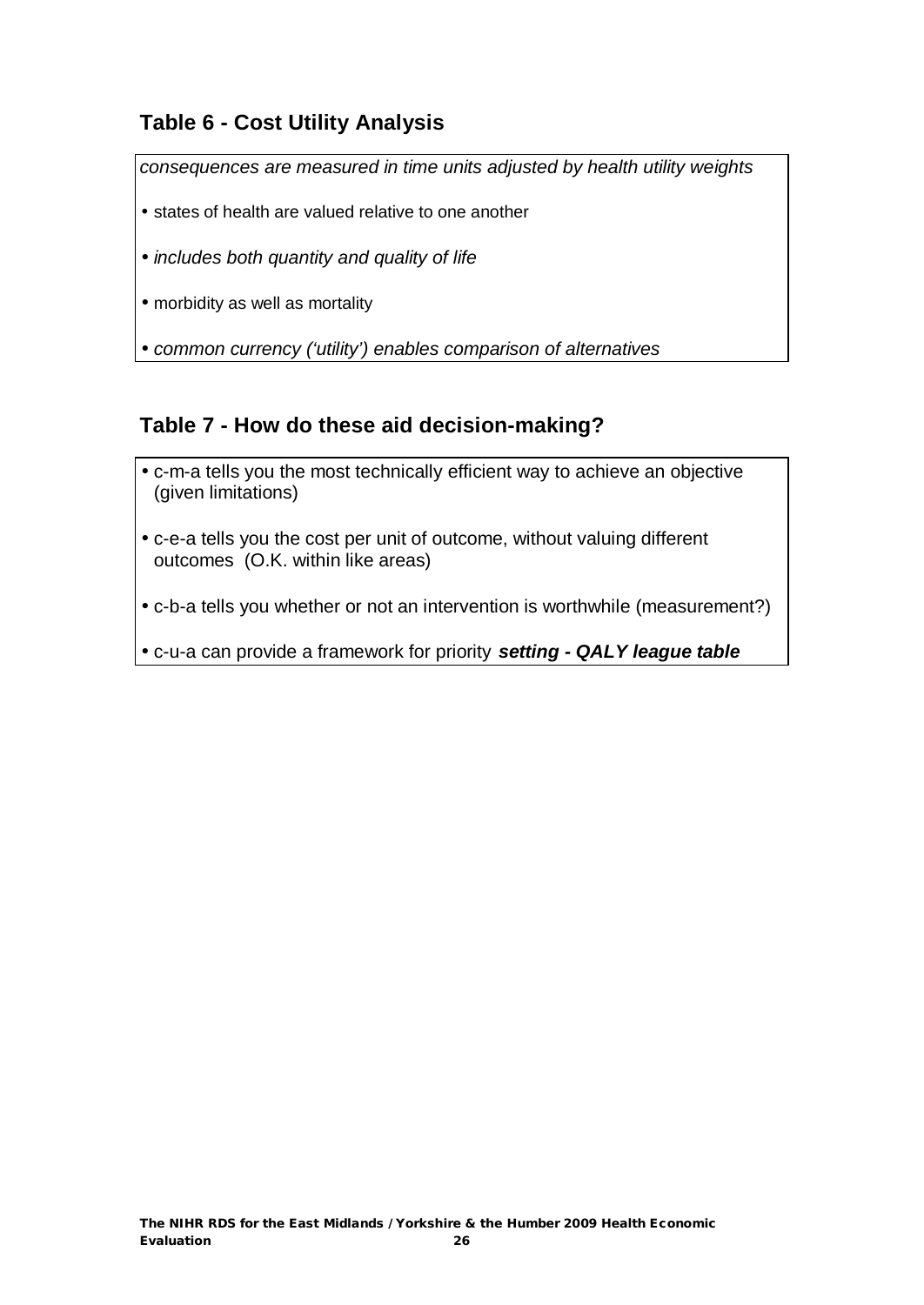## Table 6 - Cost Utility Analysis

*consequences are measured in time units adjusted by health utility weights*

- states of health are valued relative to one another
- *includes both quantity and quality of life*
- morbidity as well as mortality
- *common currency ('utility') enables comparison of alternatives*

## Table 7 - How do these aid decision-making?

- c-m-a tells you the most technically efficient way to achieve an objective (given limitations)
- c-e-a tells you the cost per unit of outcome, without valuing different outcomes (O.K. within like areas)
- c-b-a tells you whether or not an intervention is worthwhile (measurement?)
- c-u-a can provide a framework for priority ***setting - QALY league table***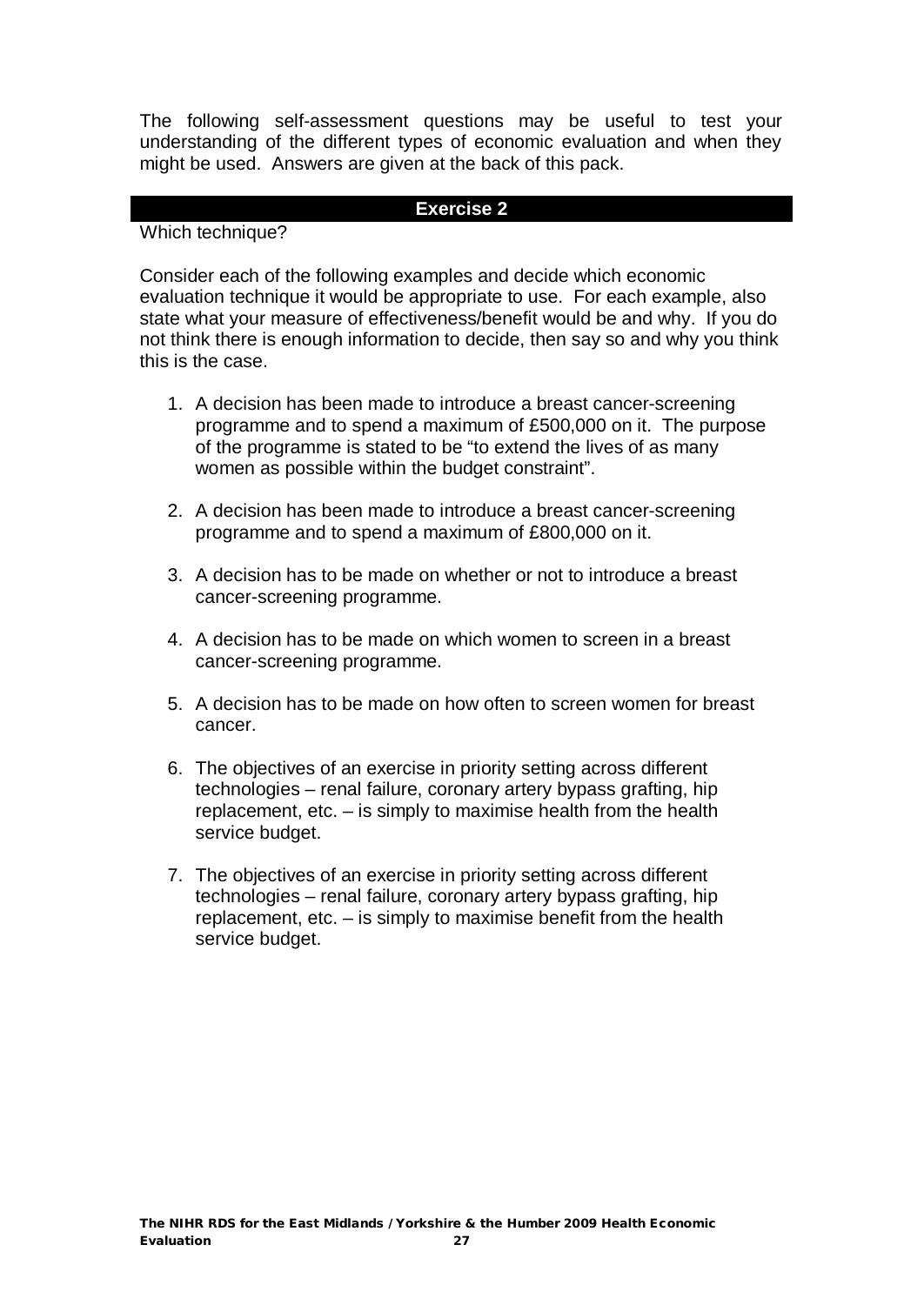The following self-assessment questions may be useful to test your understanding of the different types of economic evaluation and when they might be used. Answers are given at the back of this pack.

## Exercise 2

Which technique?

Consider each of the following examples and decide which economic evaluation technique it would be appropriate to use. For each example, also state what your measure of effectiveness/benefit would be and why. If you do not think there is enough information to decide, then say so and why you think this is the case.

1. A decision has been made to introduce a breast cancer-screening programme and to spend a maximum of £500,000 on it. The purpose of the programme is stated to be "to extend the lives of as many women as possible within the budget constraint".

2. A decision has been made to introduce a breast cancer-screening programme and to spend a maximum of £800,000 on it.

3. A decision has to be made on whether or not to introduce a breast cancer-screening programme.

4. A decision has to be made on which women to screen in a breast cancer-screening programme.

5. A decision has to be made on how often to screen women for breast cancer.

6. The objectives of an exercise in priority setting across different technologies – renal failure, coronary artery bypass grafting, hip replacement, etc. – is simply to maximise health from the health service budget.

7. The objectives of an exercise in priority setting across different technologies – renal failure, coronary artery bypass grafting, hip replacement, etc. – is simply to maximise benefit from the health service budget.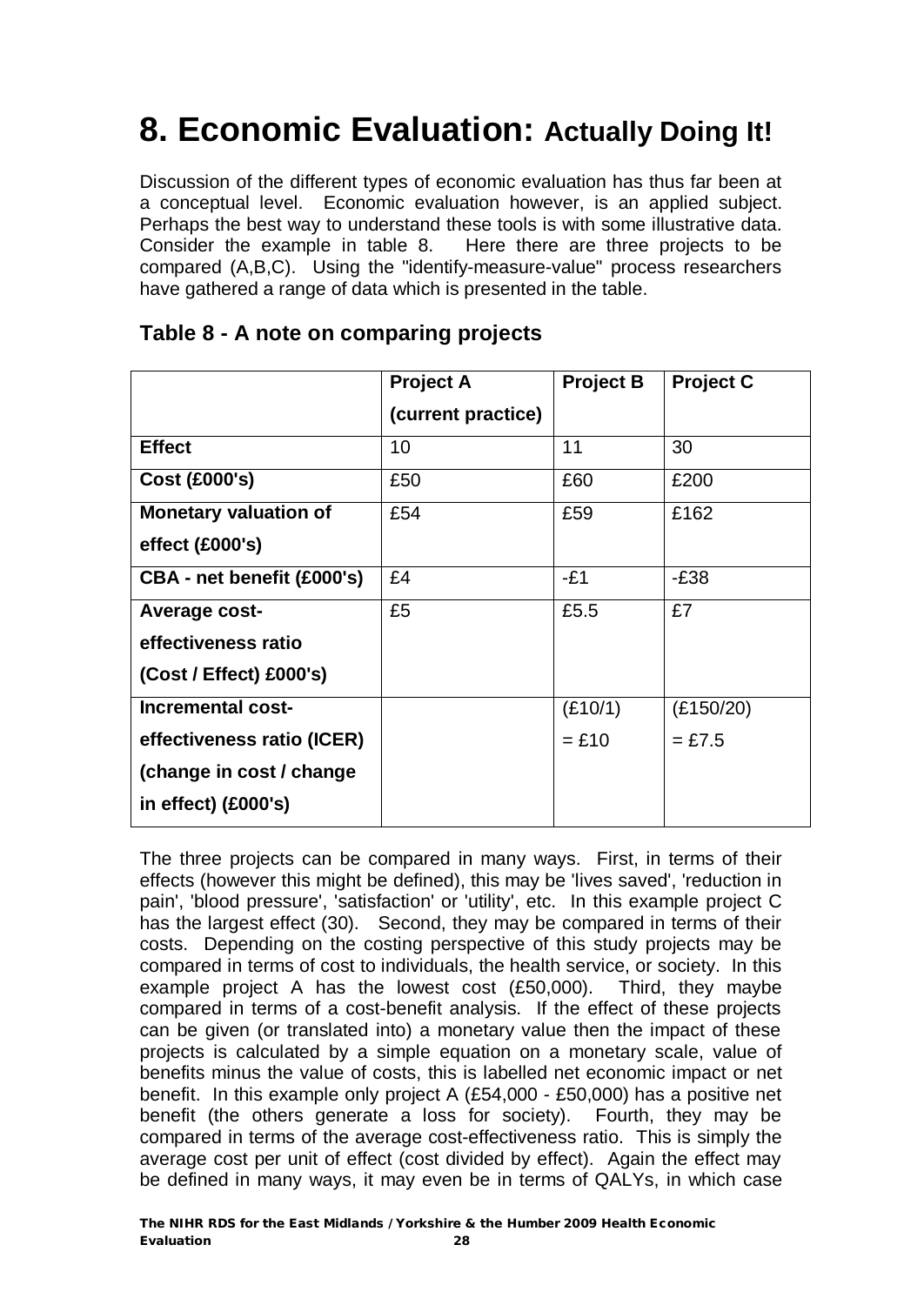# 8. Economic Evaluation: Actually Doing It!

Discussion of the different types of economic evaluation has thus far been at a conceptual level. Economic evaluation however, is an applied subject. Perhaps the best way to understand these tools is with some illustrative data. Consider the example in table 8. Here there are three projects to be compared (A,B,C). Using the "identify-measure-value" process researchers have gathered a range of data which is presented in the table.

## Table 8 - A note on comparing projects

| | **Project A (current practice)** | **Project B** | **Project C** |
|---|---|---|---|
| **Effect** | 10 | 11 | 30 |
| **Cost (£000's)** | £50 | £60 | £200 |
| **Monetary valuation of effect (£000's)** | £54 | £59 | £162 |
| **CBA - net benefit (£000's)** | £4 | -£1 | -£38 |
| **Average cost-effectiveness ratio (Cost / Effect) £000's)** | £5 | £5.5 | £7 |
| **Incremental cost-effectiveness ratio (ICER) (change in cost / change in effect) (£000's)** | | (£10/1) = £10 | (£150/20) = £7.5 |

The three projects can be compared in many ways. First, in terms of their effects (however this might be defined), this may be 'lives saved', 'reduction in pain', 'blood pressure', 'satisfaction' or 'utility', etc. In this example project C has the largest effect (30). Second, they may be compared in terms of their costs. Depending on the costing perspective of this study projects may be compared in terms of cost to individuals, the health service, or society. In this example project A has the lowest cost (£50,000). Third, they maybe compared in terms of a cost-benefit analysis. If the effect of these projects can be given (or translated into) a monetary value then the impact of these projects is calculated by a simple equation on a monetary scale, value of benefits minus the value of costs, this is labelled net economic impact or net benefit. In this example only project A (£54,000 - £50,000) has a positive net benefit (the others generate a loss for society). Fourth, they may be compared in terms of the average cost-effectiveness ratio. This is simply the average cost per unit of effect (cost divided by effect). Again the effect may be defined in many ways, it may even be in terms of QALYs, in which case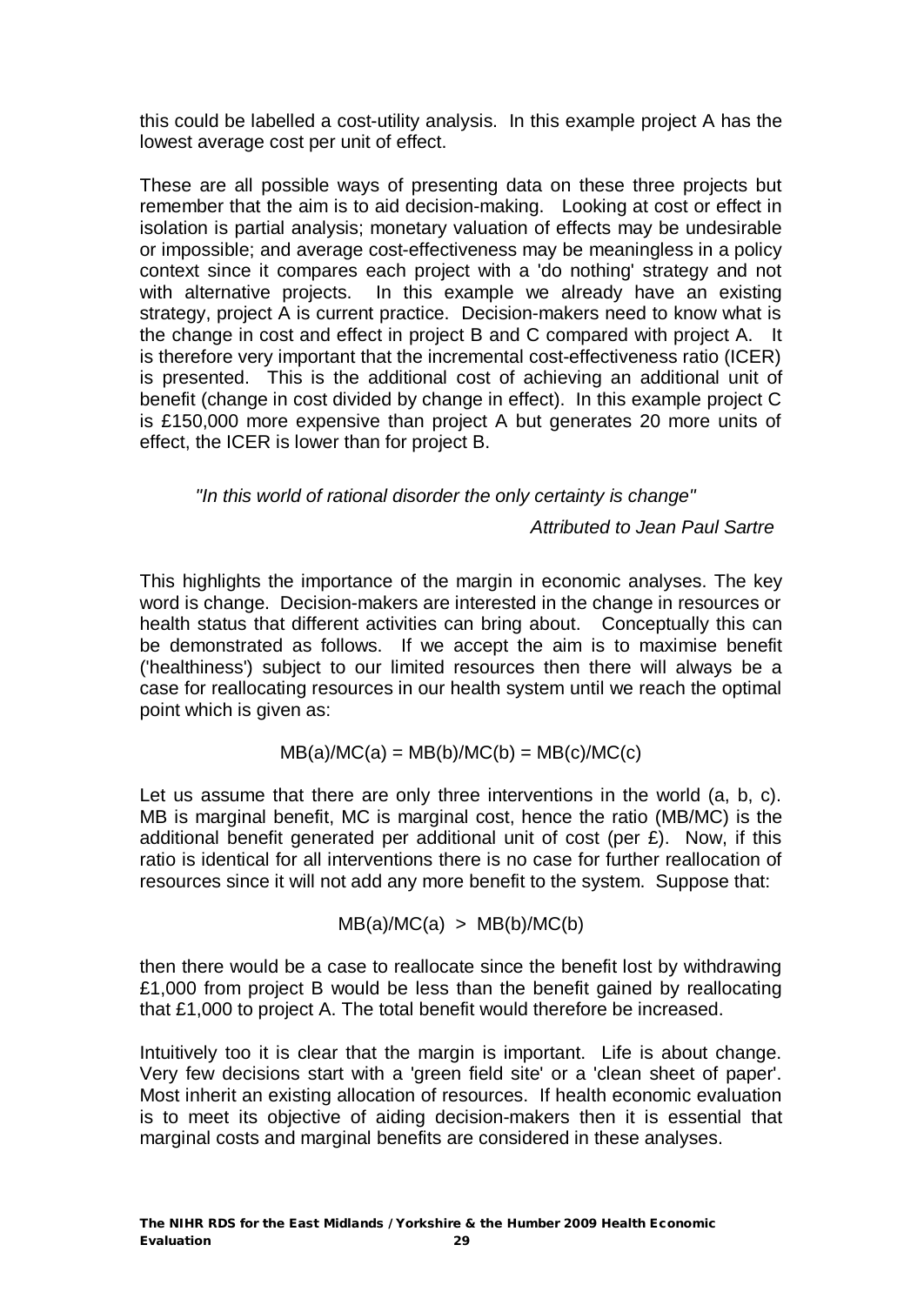this could be labelled a cost-utility analysis. In this example project A has the lowest average cost per unit of effect.

These are all possible ways of presenting data on these three projects but remember that the aim is to aid decision-making. Looking at cost or effect in isolation is partial analysis; monetary valuation of effects may be undesirable or impossible; and average cost-effectiveness may be meaningless in a policy context since it compares each project with a 'do nothing' strategy and not with alternative projects. In this example we already have an existing strategy, project A is current practice. Decision-makers need to know what is the change in cost and effect in project B and C compared with project A. It is therefore very important that the incremental cost-effectiveness ratio (ICER) is presented. This is the additional cost of achieving an additional unit of benefit (change in cost divided by change in effect). In this example project C is £150,000 more expensive than project A but generates 20 more units of effect, the ICER is lower than for project B.

> *"In this world of rational disorder the only certainty is change"*
>
> *Attributed to Jean Paul Sartre*

This highlights the importance of the margin in economic analyses. The key word is change. Decision-makers are interested in the change in resources or health status that different activities can bring about. Conceptually this can be demonstrated as follows. If we accept the aim is to maximise benefit ('healthiness') subject to our limited resources then there will always be a case for reallocating resources in our health system until we reach the optimal point which is given as:

$$MB(a)/MC(a) = MB(b)/MC(b) = MB(c)/MC(c)$$

Let us assume that there are only three interventions in the world (a, b, c). MB is marginal benefit, MC is marginal cost, hence the ratio (MB/MC) is the additional benefit generated per additional unit of cost (per £). Now, if this ratio is identical for all interventions there is no case for further reallocation of resources since it will not add any more benefit to the system. Suppose that:

$$MB(a)/MC(a) > MB(b)/MC(b)$$

then there would be a case to reallocate since the benefit lost by withdrawing £1,000 from project B would be less than the benefit gained by reallocating that £1,000 to project A. The total benefit would therefore be increased.

Intuitively too it is clear that the margin is important. Life is about change. Very few decisions start with a 'green field site' or a 'clean sheet of paper'. Most inherit an existing allocation of resources. If health economic evaluation is to meet its objective of aiding decision-makers then it is essential that marginal costs and marginal benefits are considered in these analyses.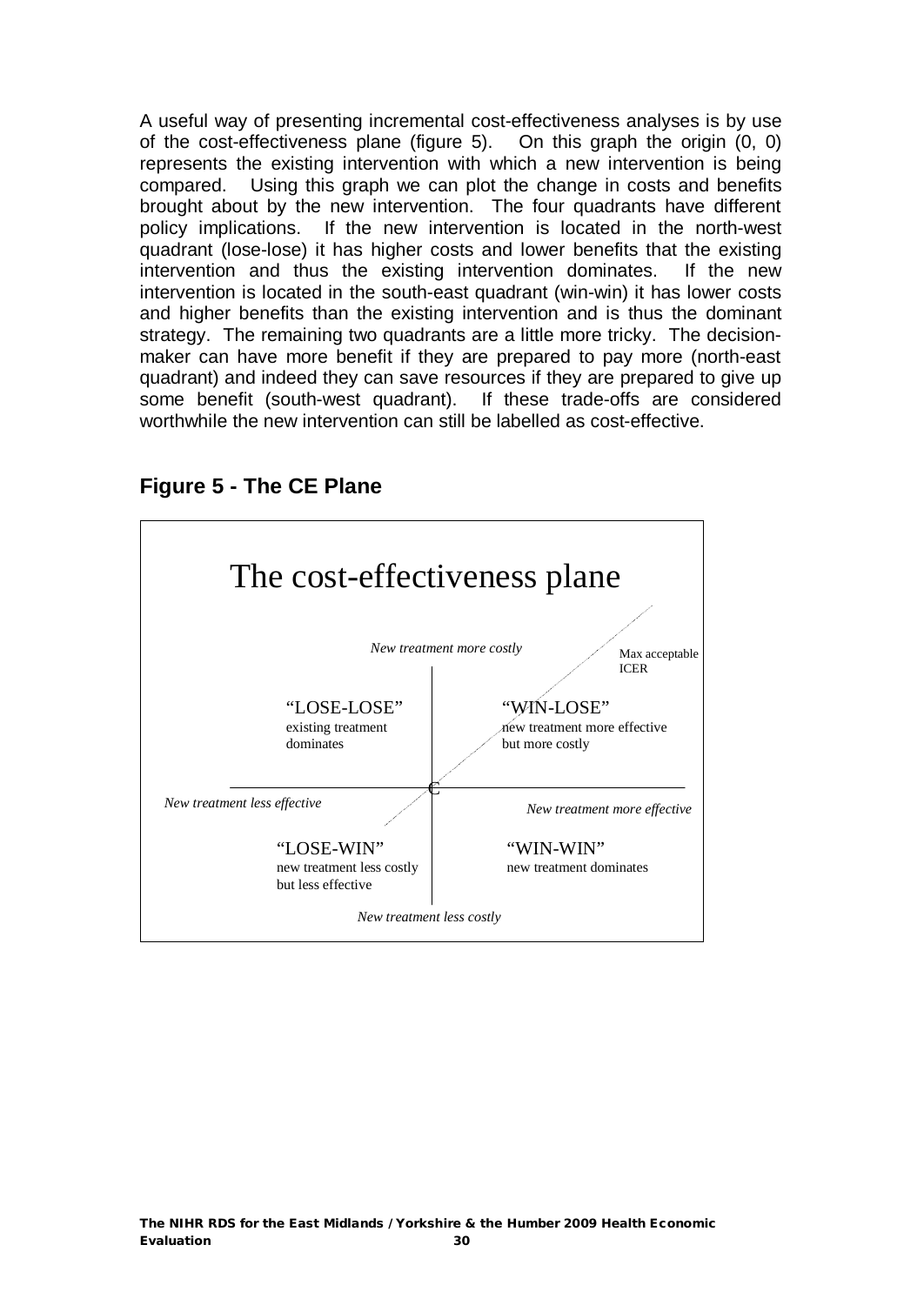A useful way of presenting incremental cost-effectiveness analyses is by use of the cost-effectiveness plane (figure 5). On this graph the origin (0, 0) represents the existing intervention with which a new intervention is being compared. Using this graph we can plot the change in costs and benefits brought about by the new intervention. The four quadrants have different policy implications. If the new intervention is located in the north-west quadrant (lose-lose) it has higher costs and lower benefits that the existing intervention and thus the existing intervention dominates. If the new intervention is located in the south-east quadrant (win-win) it has lower costs and higher benefits than the existing intervention and is thus the dominant strategy. The remaining two quadrants are a little more tricky. The decision-maker can have more benefit if they are prepared to pay more (north-east quadrant) and indeed they can save resources if they are prepared to give up some benefit (south-west quadrant). If these trade-offs are considered worthwhile the new intervention can still be labelled as cost-effective.

## Figure 5 - The CE Plane

The cost-effectiveness plane

*New treatment more costly*

Max acceptable ICER

"LOSE-LOSE"
existing treatment dominates

"WIN-LOSE"
new treatment more effective but more costly

C

*New treatment less effective*

*New treatment more effective*

"LOSE-WIN"
new treatment less costly but less effective

"WIN-WIN"
new treatment dominates

*New treatment less costly*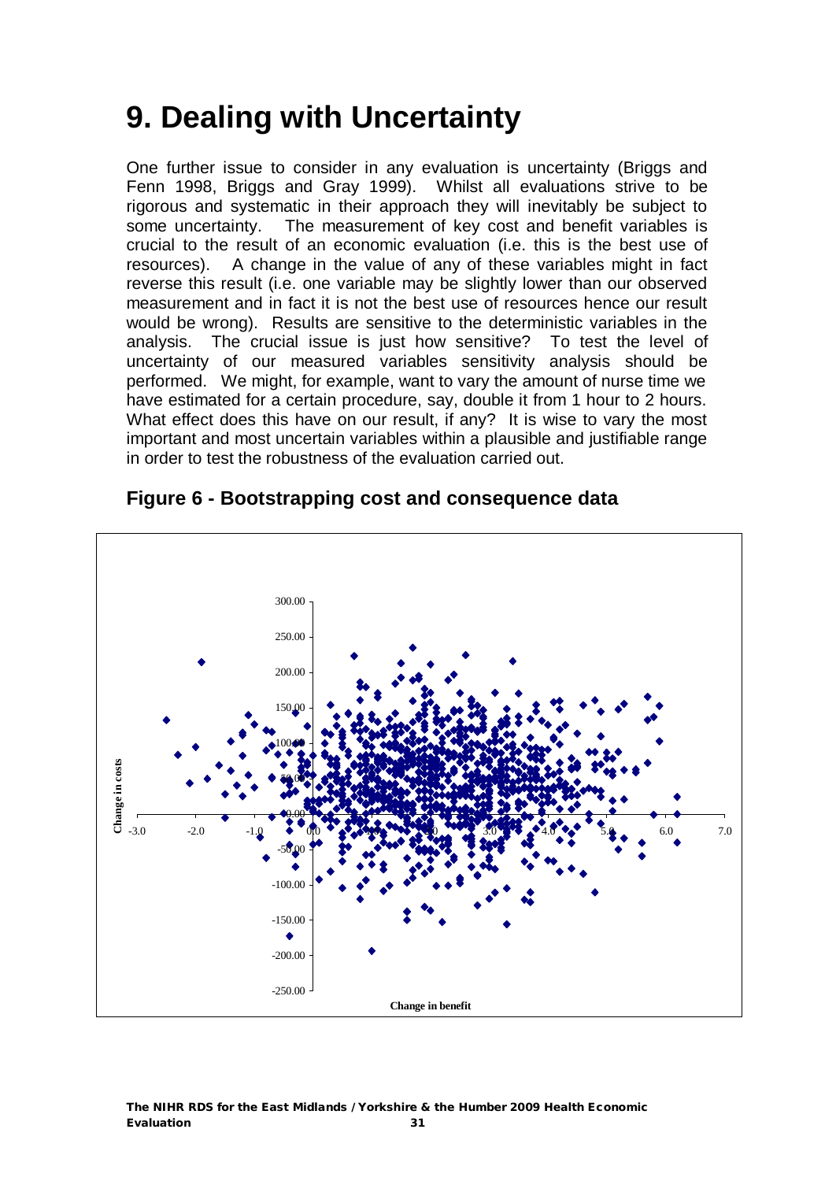# 9. Dealing with Uncertainty

One further issue to consider in any evaluation is uncertainty (Briggs and Fenn 1998, Briggs and Gray 1999). Whilst all evaluations strive to be rigorous and systematic in their approach they will inevitably be subject to some uncertainty. The measurement of key cost and benefit variables is crucial to the result of an economic evaluation (i.e. this is the best use of resources). A change in the value of any of these variables might in fact reverse this result (i.e. one variable may be slightly lower than our observed measurement and in fact it is not the best use of resources hence our result would be wrong). Results are sensitive to the deterministic variables in the analysis. The crucial issue is just how sensitive? To test the level of uncertainty of our measured variables sensitivity analysis should be performed. We might, for example, want to vary the amount of nurse time we have estimated for a certain procedure, say, double it from 1 hour to 2 hours. What effect does this have on our result, if any? It is wise to vary the most important and most uncertain variables within a plausible and justifiable range in order to test the robustness of the evaluation carried out.

**Figure 6 - Bootstrapping cost and consequence data**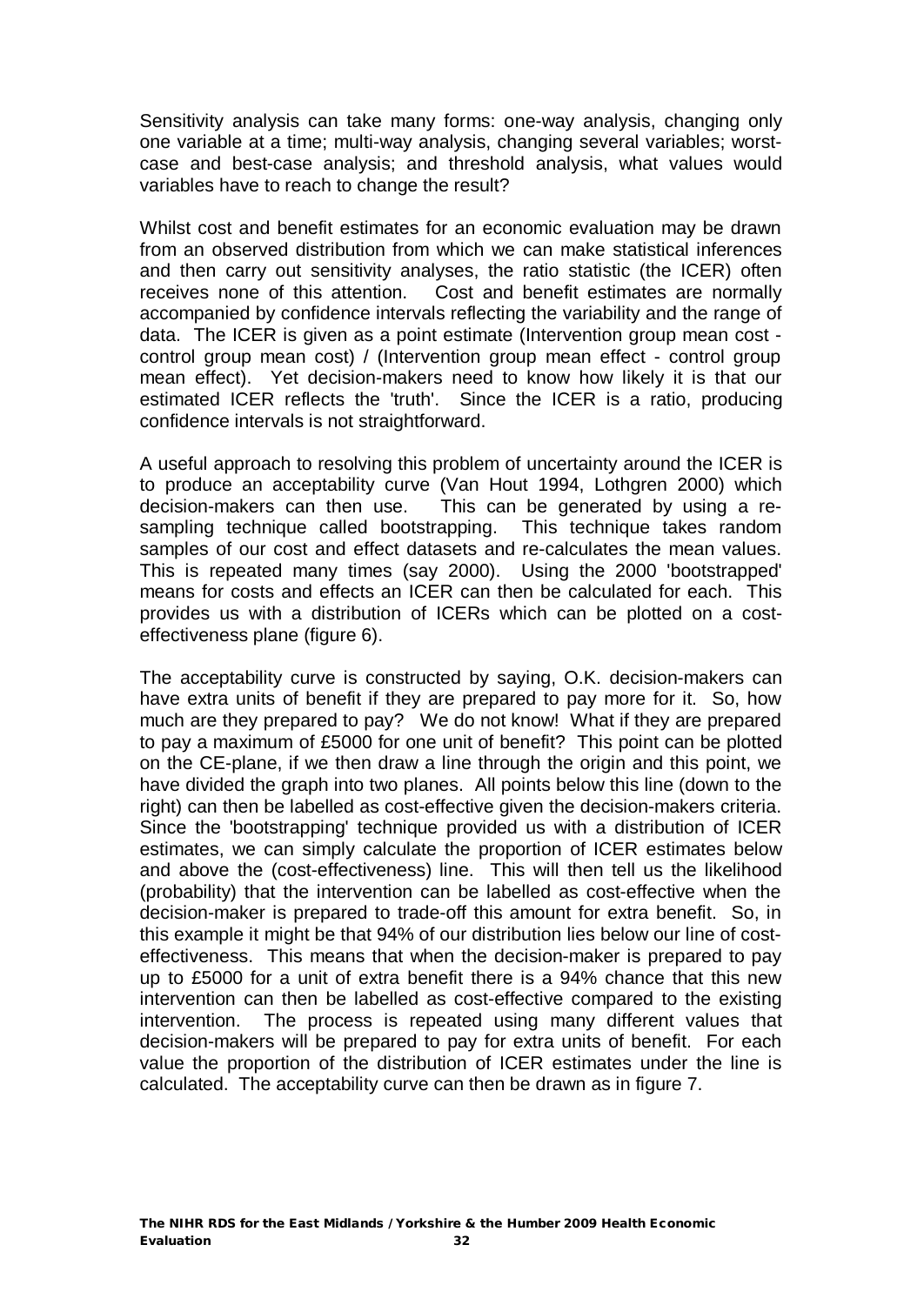Sensitivity analysis can take many forms: one-way analysis, changing only one variable at a time; multi-way analysis, changing several variables; worst-case and best-case analysis; and threshold analysis, what values would variables have to reach to change the result?

Whilst cost and benefit estimates for an economic evaluation may be drawn from an observed distribution from which we can make statistical inferences and then carry out sensitivity analyses, the ratio statistic (the ICER) often receives none of this attention. Cost and benefit estimates are normally accompanied by confidence intervals reflecting the variability and the range of data. The ICER is given as a point estimate (Intervention group mean cost - control group mean cost) / (Intervention group mean effect - control group mean effect). Yet decision-makers need to know how likely it is that our estimated ICER reflects the 'truth'. Since the ICER is a ratio, producing confidence intervals is not straightforward.

A useful approach to resolving this problem of uncertainty around the ICER is to produce an acceptability curve (Van Hout 1994, Lothgren 2000) which decision-makers can then use. This can be generated by using a re-sampling technique called bootstrapping. This technique takes random samples of our cost and effect datasets and re-calculates the mean values. This is repeated many times (say 2000). Using the 2000 'bootstrapped' means for costs and effects an ICER can then be calculated for each. This provides us with a distribution of ICERs which can be plotted on a cost-effectiveness plane (figure 6).

The acceptability curve is constructed by saying, O.K. decision-makers can have extra units of benefit if they are prepared to pay more for it. So, how much are they prepared to pay? We do not know! What if they are prepared to pay a maximum of £5000 for one unit of benefit? This point can be plotted on the CE-plane, if we then draw a line through the origin and this point, we have divided the graph into two planes. All points below this line (down to the right) can then be labelled as cost-effective given the decision-makers criteria. Since the 'bootstrapping' technique provided us with a distribution of ICER estimates, we can simply calculate the proportion of ICER estimates below and above the (cost-effectiveness) line. This will then tell us the likelihood (probability) that the intervention can be labelled as cost-effective when the decision-maker is prepared to trade-off this amount for extra benefit. So, in this example it might be that 94% of our distribution lies below our line of cost-effectiveness. This means that when the decision-maker is prepared to pay up to £5000 for a unit of extra benefit there is a 94% chance that this new intervention can then be labelled as cost-effective compared to the existing intervention. The process is repeated using many different values that decision-makers will be prepared to pay for extra units of benefit. For each value the proportion of the distribution of ICER estimates under the line is calculated. The acceptability curve can then be drawn as in figure 7.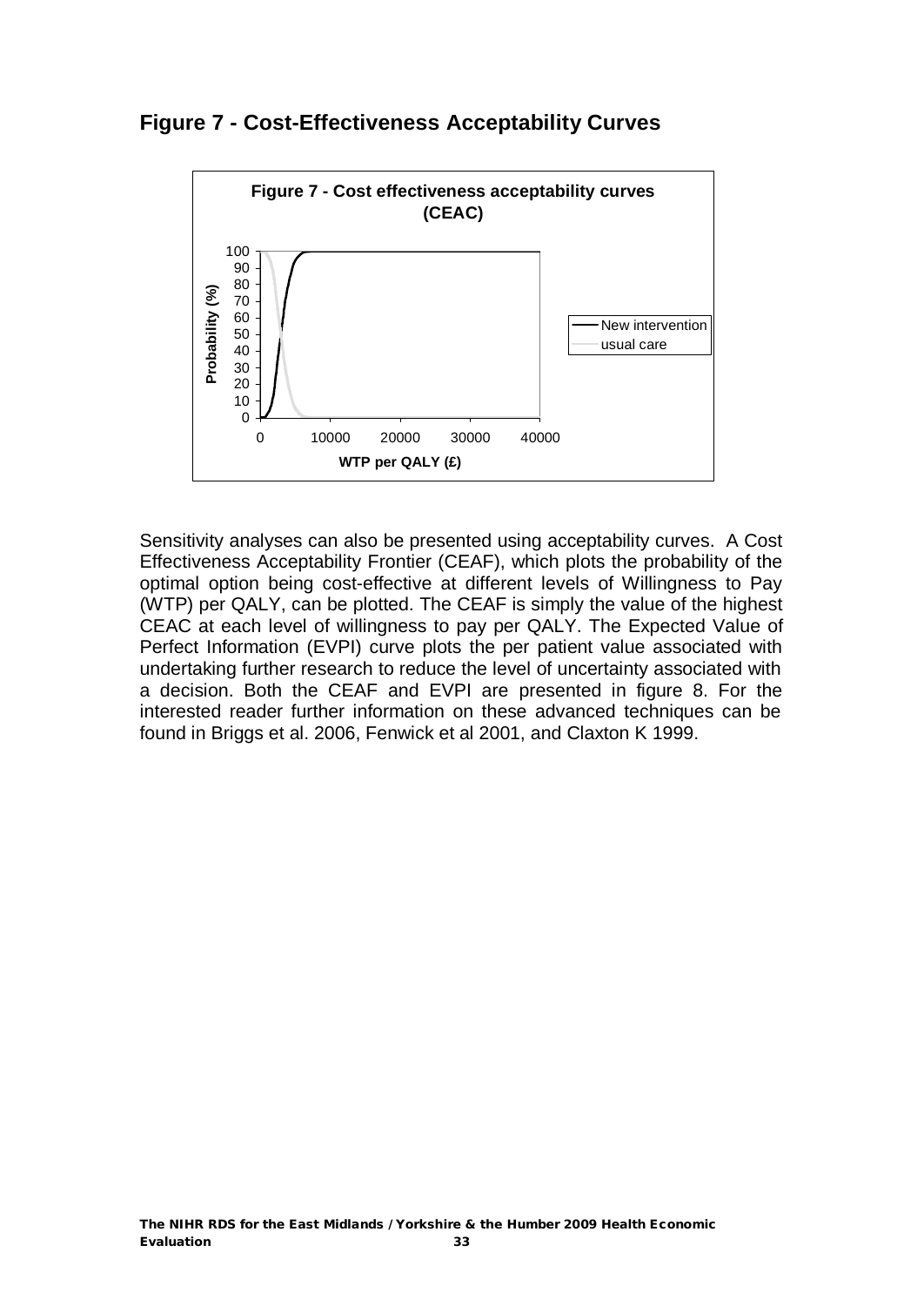## Figure 7 - Cost-Effectiveness Acceptability Curves

Sensitivity analyses can also be presented using acceptability curves. A Cost Effectiveness Acceptability Frontier (CEAF), which plots the probability of the optimal option being cost-effective at different levels of Willingness to Pay (WTP) per QALY, can be plotted. The CEAF is simply the value of the highest CEAC at each level of willingness to pay per QALY. The Expected Value of Perfect Information (EVPI) curve plots the per patient value associated with undertaking further research to reduce the level of uncertainty associated with a decision. Both the CEAF and EVPI are presented in figure 8. For the interested reader further information on these advanced techniques can be found in Briggs et al. 2006, Fenwick et al 2001, and Claxton K 1999.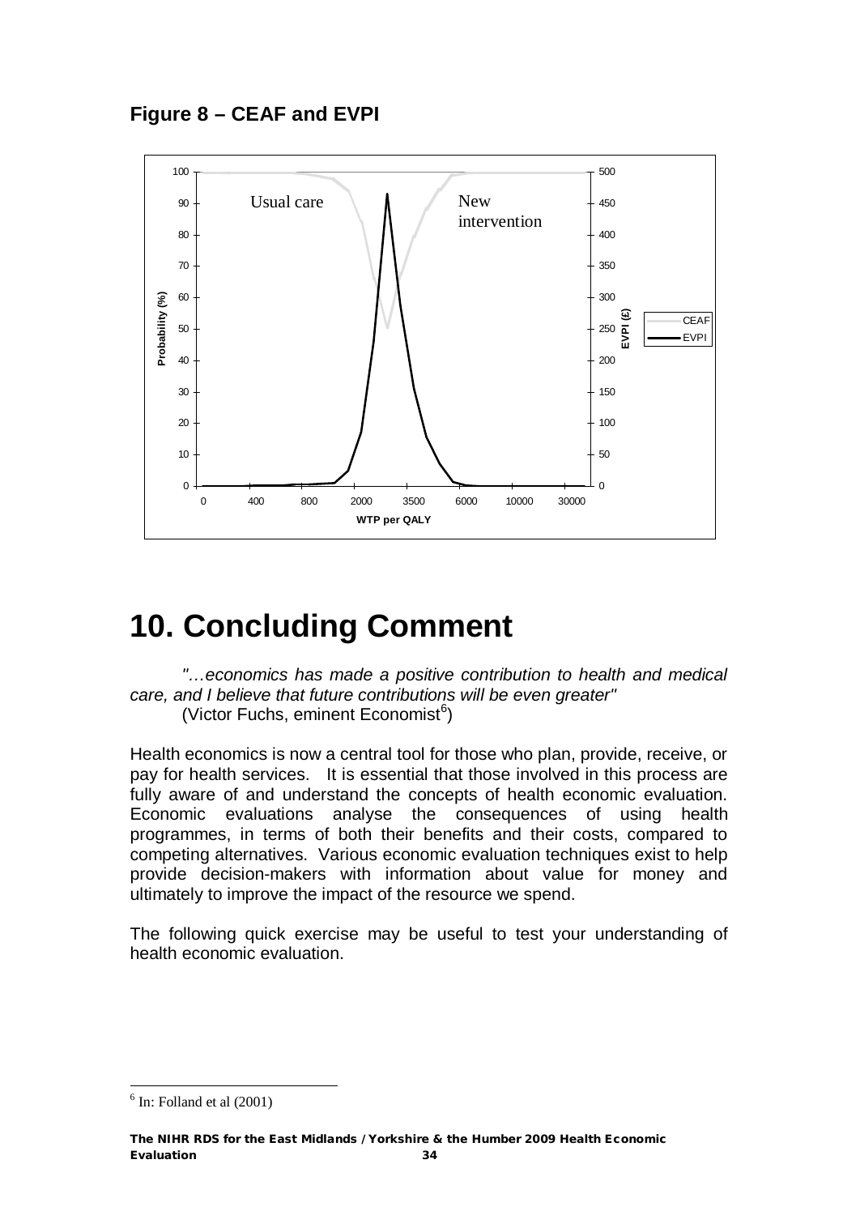**Figure 8 – CEAF and EVPI**

# 10. Concluding Comment

> *"…economics has made a positive contribution to health and medical care, and I believe that future contributions will be even greater"*
> (Victor Fuchs, eminent Economist[6])

Health economics is now a central tool for those who plan, provide, receive, or pay for health services. It is essential that those involved in this process are fully aware of and understand the concepts of health economic evaluation. Economic evaluations analyse the consequences of using health programmes, in terms of both their benefits and their costs, compared to competing alternatives. Various economic evaluation techniques exist to help provide decision-makers with information about value for money and ultimately to improve the impact of the resource we spend.

The following quick exercise may be useful to test your understanding of health economic evaluation.

---

[6] In: Folland et al (2001)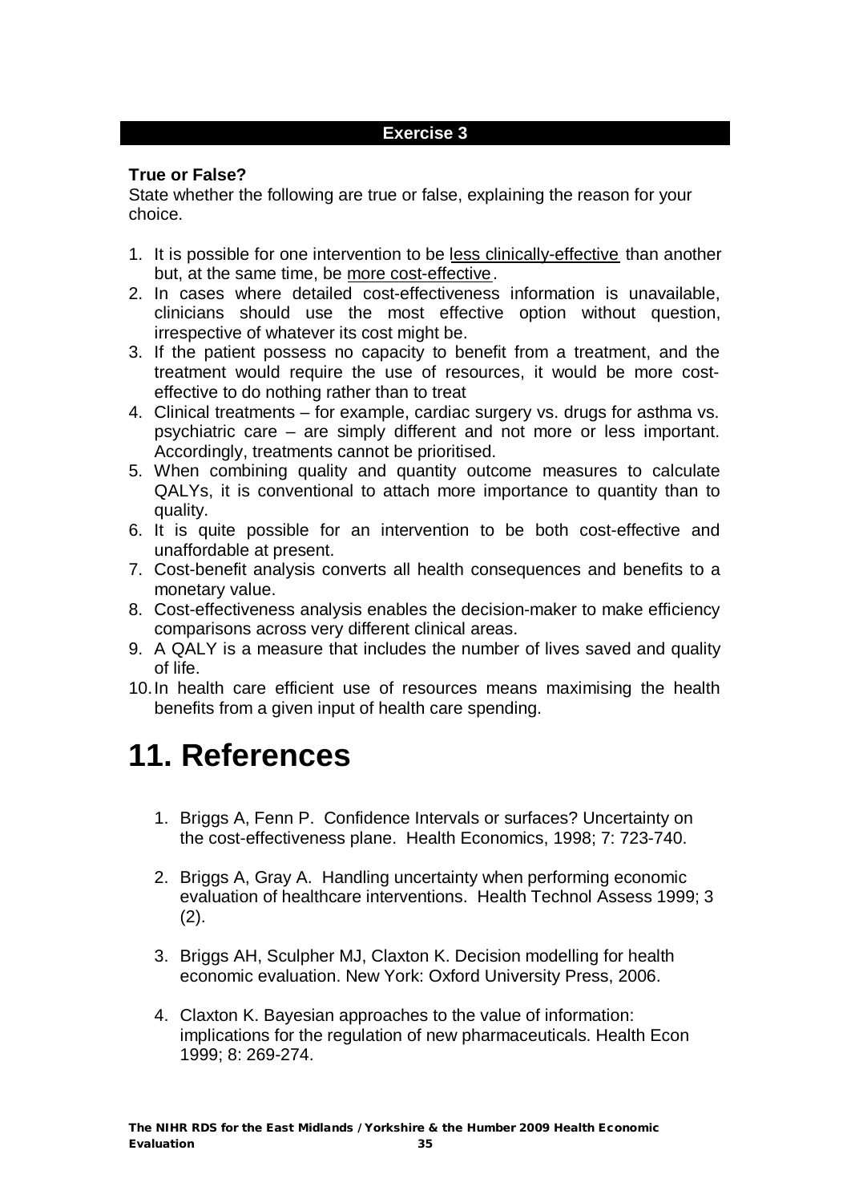## Exercise 3

**True or False?**

State whether the following are true or false, explaining the reason for your choice.

1. It is possible for one intervention to be <u>less clinically-effective</u> than another but, at the same time, be <u>more cost-effective</u>.
2. In cases where detailed cost-effectiveness information is unavailable, clinicians should use the most effective option without question, irrespective of whatever its cost might be.
3. If the patient possess no capacity to benefit from a treatment, and the treatment would require the use of resources, it would be more cost-effective to do nothing rather than to treat
4. Clinical treatments – for example, cardiac surgery vs. drugs for asthma vs. psychiatric care – are simply different and not more or less important. Accordingly, treatments cannot be prioritised.
5. When combining quality and quantity outcome measures to calculate QALYs, it is conventional to attach more importance to quantity than to quality.
6. It is quite possible for an intervention to be both cost-effective and unaffordable at present.
7. Cost-benefit analysis converts all health consequences and benefits to a monetary value.
8. Cost-effectiveness analysis enables the decision-maker to make efficiency comparisons across very different clinical areas.
9. A QALY is a measure that includes the number of lives saved and quality of life.
10. In health care efficient use of resources means maximising the health benefits from a given input of health care spending.

# 11. References

1. Briggs A, Fenn P. Confidence Intervals or surfaces? Uncertainty on the cost-effectiveness plane. Health Economics, 1998; 7: 723-740.
2. Briggs A, Gray A. Handling uncertainty when performing economic evaluation of healthcare interventions. Health Technol Assess 1999; 3 (2).
3. Briggs AH, Sculpher MJ, Claxton K. Decision modelling for health economic evaluation. New York: Oxford University Press, 2006.
4. Claxton K. Bayesian approaches to the value of information: implications for the regulation of new pharmaceuticals. Health Econ 1999; 8: 269-274.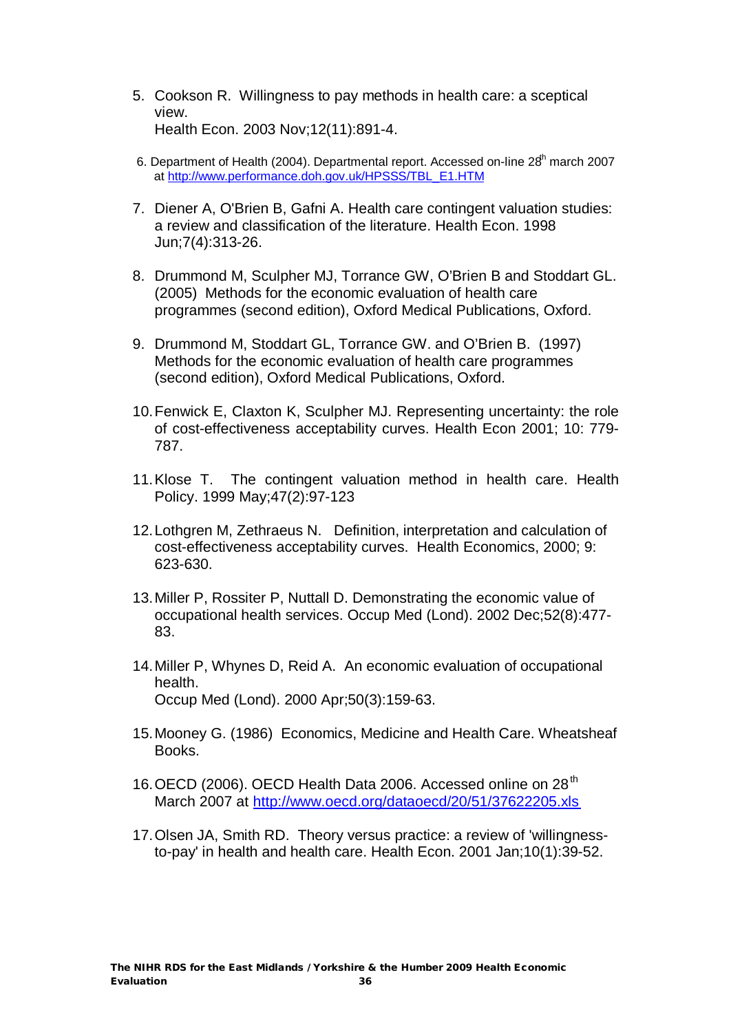5. Cookson R. Willingness to pay methods in health care: a sceptical view.
   Health Econ. 2003 Nov;12(11):891-4.

6. Department of Health (2004). Departmental report. Accessed on-line 28th march 2007 at http://www.performance.doh.gov.uk/HPSSS/TBL_E1.HTM

7. Diener A, O'Brien B, Gafni A. Health care contingent valuation studies: a review and classification of the literature. Health Econ. 1998 Jun;7(4):313-26.

8. Drummond M, Sculpher MJ, Torrance GW, O'Brien B and Stoddart GL. (2005) Methods for the economic evaluation of health care programmes (second edition), Oxford Medical Publications, Oxford.

9. Drummond M, Stoddart GL, Torrance GW. and O'Brien B. (1997) Methods for the economic evaluation of health care programmes (second edition), Oxford Medical Publications, Oxford.

10. Fenwick E, Claxton K, Sculpher MJ. Representing uncertainty: the role of cost-effectiveness acceptability curves. Health Econ 2001; 10: 779-787.

11. Klose T. The contingent valuation method in health care. Health Policy. 1999 May;47(2):97-123

12. Lothgren M, Zethraeus N. Definition, interpretation and calculation of cost-effectiveness acceptability curves. Health Economics, 2000; 9: 623-630.

13. Miller P, Rossiter P, Nuttall D. Demonstrating the economic value of occupational health services. Occup Med (Lond). 2002 Dec;52(8):477-83.

14. Miller P, Whynes D, Reid A. An economic evaluation of occupational health.
    Occup Med (Lond). 2000 Apr;50(3):159-63.

15. Mooney G. (1986) Economics, Medicine and Health Care. Wheatsheaf Books.

16. OECD (2006). OECD Health Data 2006. Accessed online on 28th March 2007 at http://www.oecd.org/dataoecd/20/51/37622205.xls

17. Olsen JA, Smith RD. Theory versus practice: a review of 'willingness-to-pay' in health and health care. Health Econ. 2001 Jan;10(1):39-52.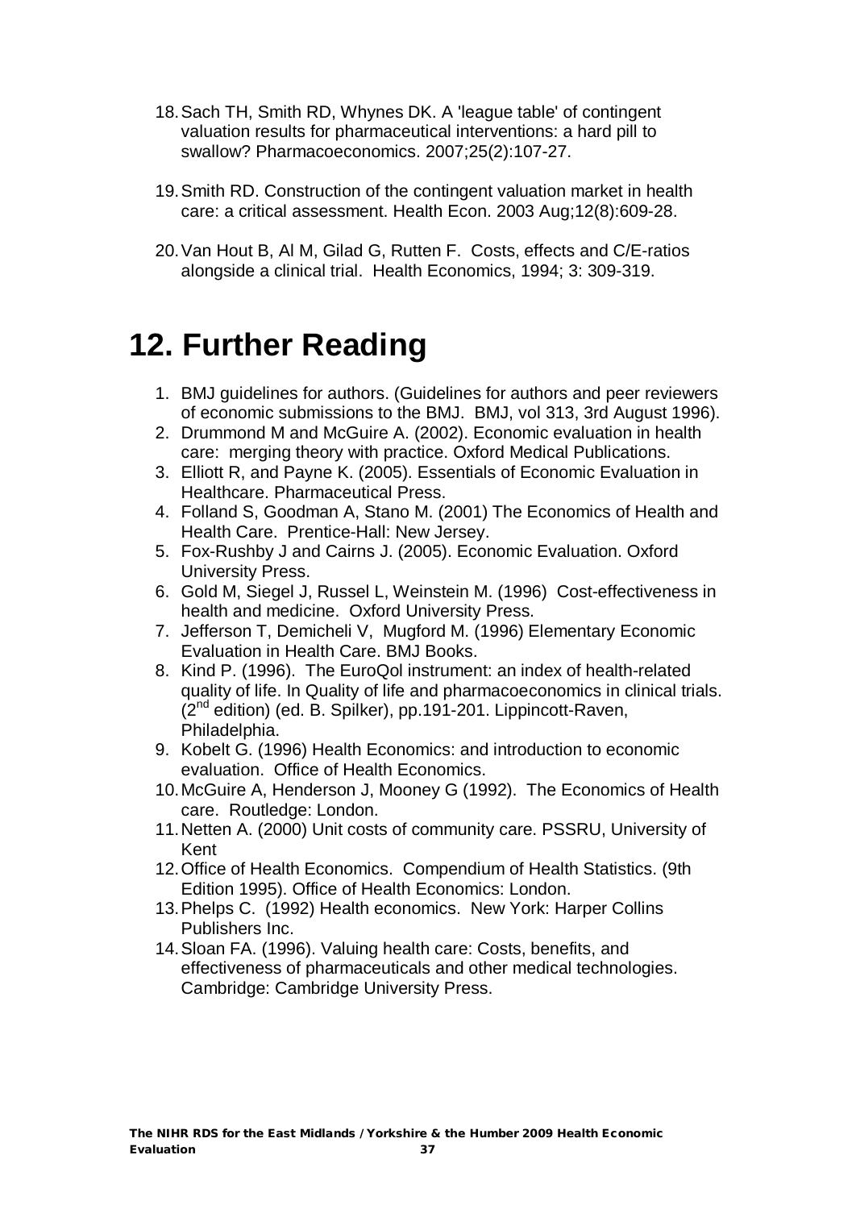18. Sach TH, Smith RD, Whynes DK. A 'league table' of contingent valuation results for pharmaceutical interventions: a hard pill to swallow? Pharmacoeconomics. 2007;25(2):107-27.

19. Smith RD. Construction of the contingent valuation market in health care: a critical assessment. Health Econ. 2003 Aug;12(8):609-28.

20. Van Hout B, Al M, Gilad G, Rutten F. Costs, effects and C/E-ratios alongside a clinical trial. Health Economics, 1994; 3: 309-319.

# 12. Further Reading

1. BMJ guidelines for authors. (Guidelines for authors and peer reviewers of economic submissions to the BMJ. BMJ, vol 313, 3rd August 1996).
2. Drummond M and McGuire A. (2002). Economic evaluation in health care: merging theory with practice. Oxford Medical Publications.
3. Elliott R, and Payne K. (2005). Essentials of Economic Evaluation in Healthcare. Pharmaceutical Press.
4. Folland S, Goodman A, Stano M. (2001) The Economics of Health and Health Care. Prentice-Hall: New Jersey.
5. Fox-Rushby J and Cairns J. (2005). Economic Evaluation. Oxford University Press.
6. Gold M, Siegel J, Russel L, Weinstein M. (1996) Cost-effectiveness in health and medicine. Oxford University Press.
7. Jefferson T, Demicheli V, Mugford M. (1996) Elementary Economic Evaluation in Health Care. BMJ Books.
8. Kind P. (1996). The EuroQol instrument: an index of health-related quality of life. In Quality of life and pharmacoeconomics in clinical trials. (2nd edition) (ed. B. Spilker), pp.191-201. Lippincott-Raven, Philadelphia.
9. Kobelt G. (1996) Health Economics: and introduction to economic evaluation. Office of Health Economics.
10. McGuire A, Henderson J, Mooney G (1992). The Economics of Health care. Routledge: London.
11. Netten A. (2000) Unit costs of community care. PSSRU, University of Kent
12. Office of Health Economics. Compendium of Health Statistics. (9th Edition 1995). Office of Health Economics: London.
13. Phelps C. (1992) Health economics. New York: Harper Collins Publishers Inc.
14. Sloan FA. (1996). Valuing health care: Costs, benefits, and effectiveness of pharmaceuticals and other medical technologies. Cambridge: Cambridge University Press.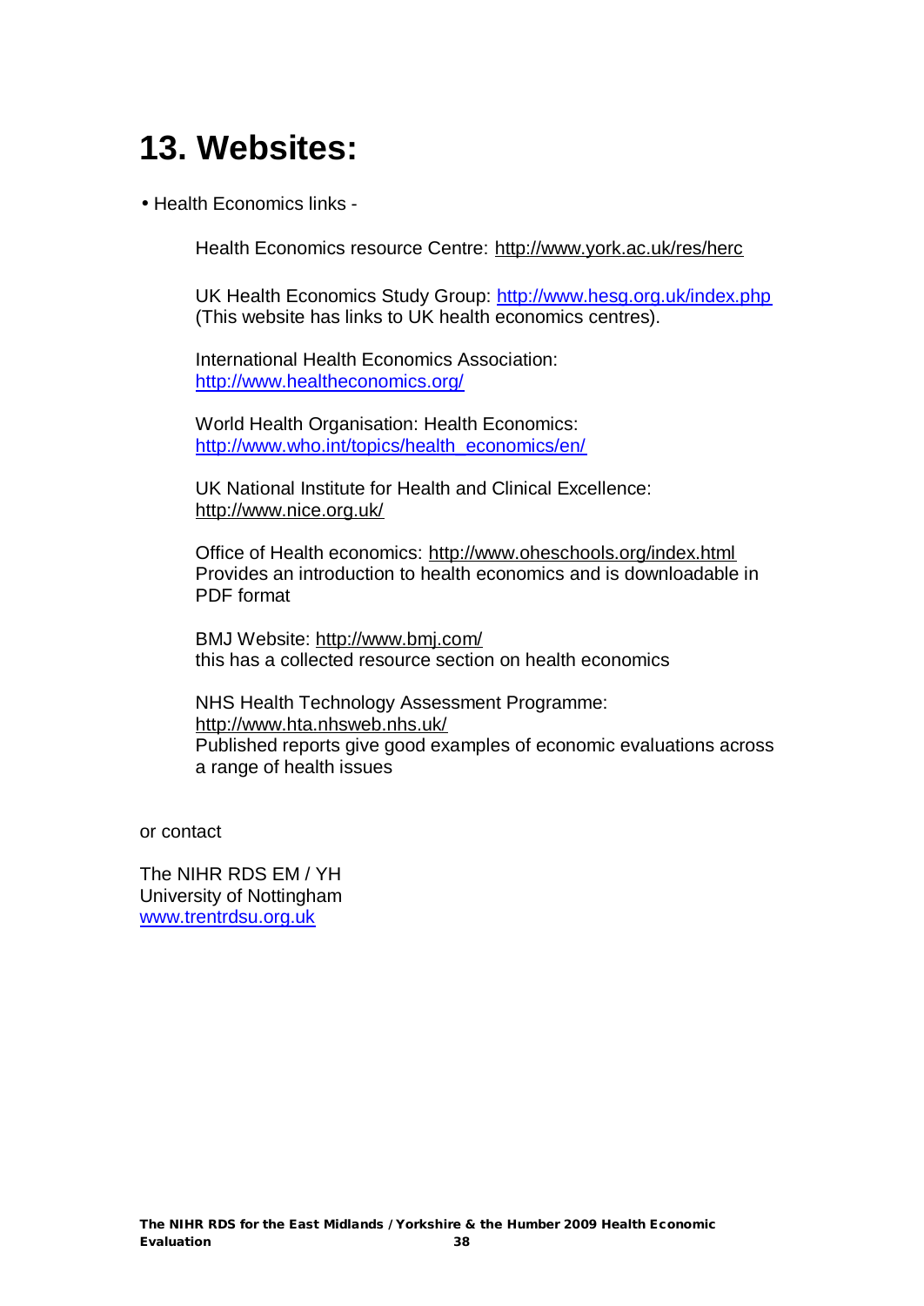# 13. Websites:

- Health Economics links -

  Health Economics resource Centre: http://www.york.ac.uk/res/herc

  UK Health Economics Study Group: http://www.hesg.org.uk/index.php
  (This website has links to UK health economics centres).

  International Health Economics Association:
  http://www.healtheconomics.org/

  World Health Organisation: Health Economics:
  http://www.who.int/topics/health_economics/en/

  UK National Institute for Health and Clinical Excellence:
  http://www.nice.org.uk/

  Office of Health economics: http://www.oheschools.org/index.html
  Provides an introduction to health economics and is downloadable in PDF format

  BMJ Website: http://www.bmj.com/
  this has a collected resource section on health economics

  NHS Health Technology Assessment Programme:
  http://www.hta.nhsweb.nhs.uk/
  Published reports give good examples of economic evaluations across a range of health issues

or contact

The NIHR RDS EM / YH
University of Nottingham
www.trentrdsu.org.uk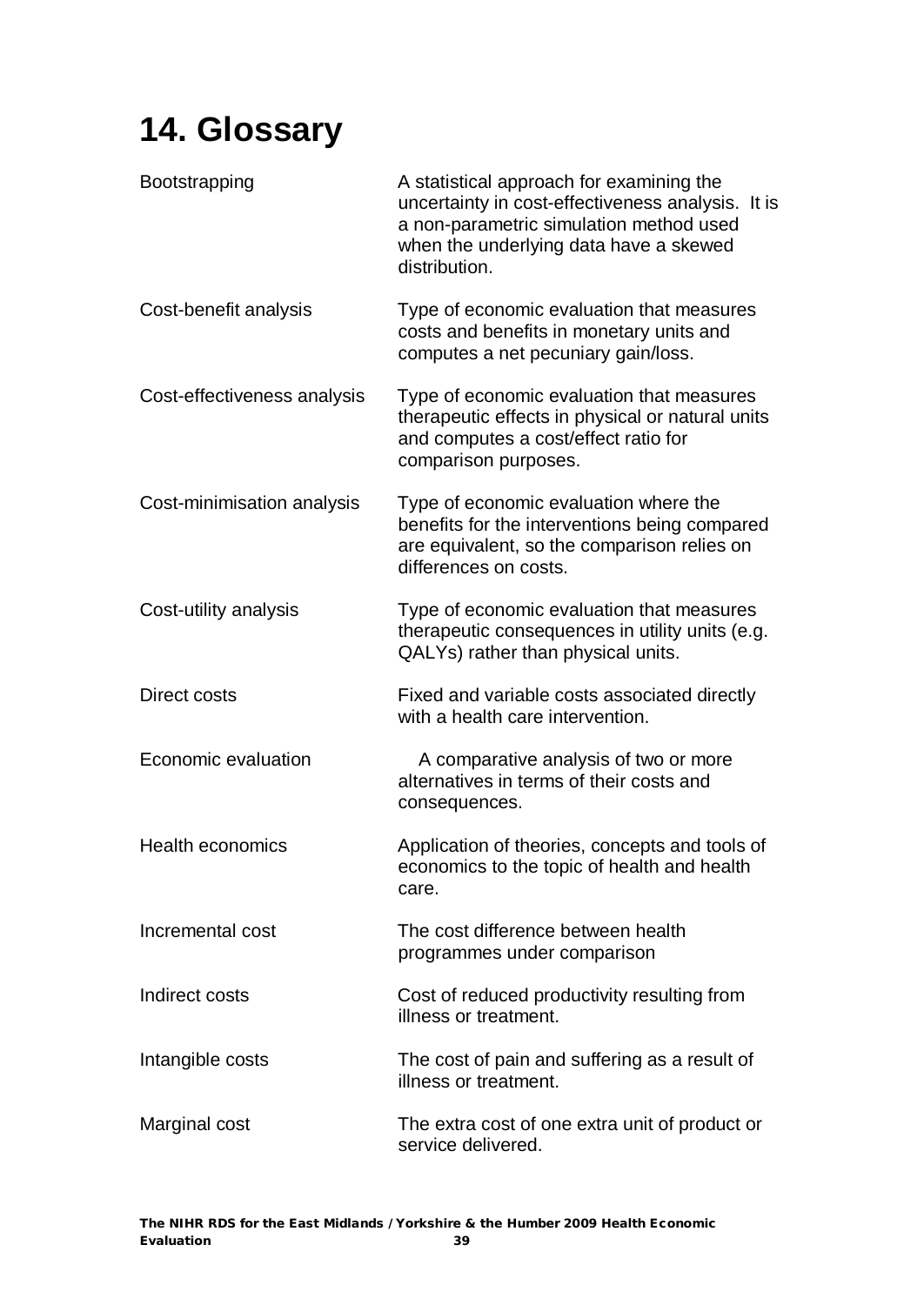# 14. Glossary

| | |
|---|---|
| Bootstrapping | A statistical approach for examining the uncertainty in cost-effectiveness analysis. It is a non-parametric simulation method used when the underlying data have a skewed distribution. |
| Cost-benefit analysis | Type of economic evaluation that measures costs and benefits in monetary units and computes a net pecuniary gain/loss. |
| Cost-effectiveness analysis | Type of economic evaluation that measures therapeutic effects in physical or natural units and computes a cost/effect ratio for comparison purposes. |
| Cost-minimisation analysis | Type of economic evaluation where the benefits for the interventions being compared are equivalent, so the comparison relies on differences on costs. |
| Cost-utility analysis | Type of economic evaluation that measures therapeutic consequences in utility units (e.g. QALYs) rather than physical units. |
| Direct costs | Fixed and variable costs associated directly with a health care intervention. |
| Economic evaluation | A comparative analysis of two or more alternatives in terms of their costs and consequences. |
| Health economics | Application of theories, concepts and tools of economics to the topic of health and health care. |
| Incremental cost | The cost difference between health programmes under comparison |
| Indirect costs | Cost of reduced productivity resulting from illness or treatment. |
| Intangible costs | The cost of pain and suffering as a result of illness or treatment. |
| Marginal cost | The extra cost of one extra unit of product or service delivered. |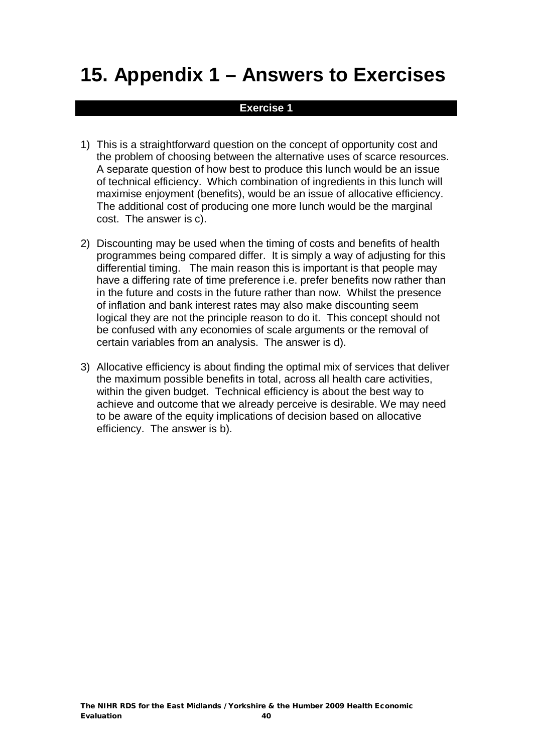# 15. Appendix 1 – Answers to Exercises

## Exercise 1

1) This is a straightforward question on the concept of opportunity cost and the problem of choosing between the alternative uses of scarce resources. A separate question of how best to produce this lunch would be an issue of technical efficiency. Which combination of ingredients in this lunch will maximise enjoyment (benefits), would be an issue of allocative efficiency. The additional cost of producing one more lunch would be the marginal cost. The answer is c).

2) Discounting may be used when the timing of costs and benefits of health programmes being compared differ. It is simply a way of adjusting for this differential timing. The main reason this is important is that people may have a differing rate of time preference i.e. prefer benefits now rather than in the future and costs in the future rather than now. Whilst the presence of inflation and bank interest rates may also make discounting seem logical they are not the principle reason to do it. This concept should not be confused with any economies of scale arguments or the removal of certain variables from an analysis. The answer is d).

3) Allocative efficiency is about finding the optimal mix of services that deliver the maximum possible benefits in total, across all health care activities, within the given budget. Technical efficiency is about the best way to achieve and outcome that we already perceive is desirable. We may need to be aware of the equity implications of decision based on allocative efficiency. The answer is b).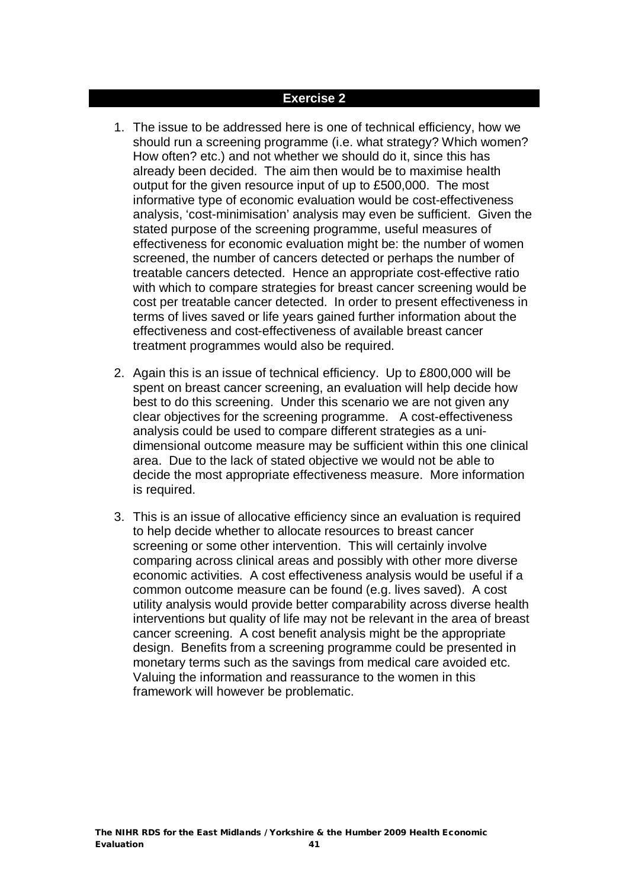## Exercise 2

1. The issue to be addressed here is one of technical efficiency, how we should run a screening programme (i.e. what strategy? Which women? How often? etc.) and not whether we should do it, since this has already been decided. The aim then would be to maximise health output for the given resource input of up to £500,000. The most informative type of economic evaluation would be cost-effectiveness analysis, 'cost-minimisation' analysis may even be sufficient. Given the stated purpose of the screening programme, useful measures of effectiveness for economic evaluation might be: the number of women screened, the number of cancers detected or perhaps the number of treatable cancers detected. Hence an appropriate cost-effective ratio with which to compare strategies for breast cancer screening would be cost per treatable cancer detected. In order to present effectiveness in terms of lives saved or life years gained further information about the effectiveness and cost-effectiveness of available breast cancer treatment programmes would also be required.

2. Again this is an issue of technical efficiency. Up to £800,000 will be spent on breast cancer screening, an evaluation will help decide how best to do this screening. Under this scenario we are not given any clear objectives for the screening programme. A cost-effectiveness analysis could be used to compare different strategies as a uni-dimensional outcome measure may be sufficient within this one clinical area. Due to the lack of stated objective we would not be able to decide the most appropriate effectiveness measure. More information is required.

3. This is an issue of allocative efficiency since an evaluation is required to help decide whether to allocate resources to breast cancer screening or some other intervention. This will certainly involve comparing across clinical areas and possibly with other more diverse economic activities. A cost effectiveness analysis would be useful if a common outcome measure can be found (e.g. lives saved). A cost utility analysis would provide better comparability across diverse health interventions but quality of life may not be relevant in the area of breast cancer screening. A cost benefit analysis might be the appropriate design. Benefits from a screening programme could be presented in monetary terms such as the savings from medical care avoided etc. Valuing the information and reassurance to the women in this framework will however be problematic.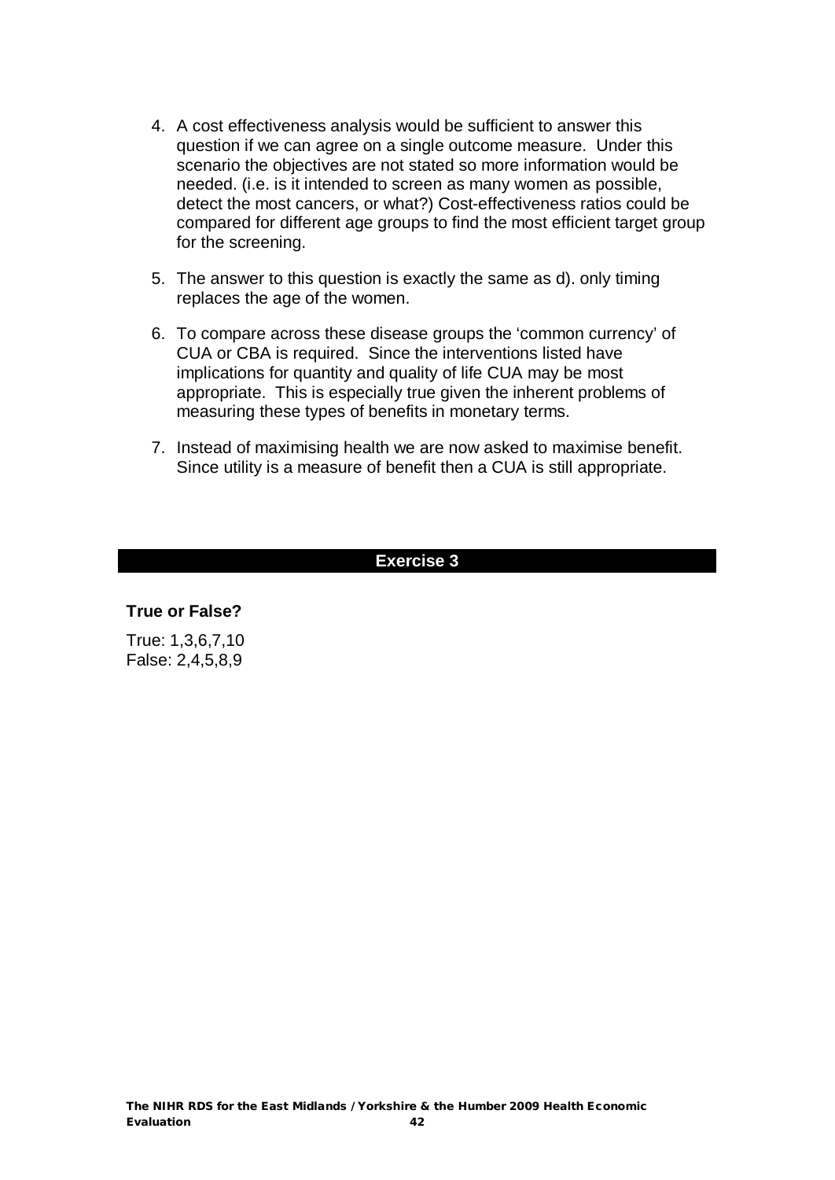4. A cost effectiveness analysis would be sufficient to answer this question if we can agree on a single outcome measure. Under this scenario the objectives are not stated so more information would be needed. (i.e. is it intended to screen as many women as possible, detect the most cancers, or what?) Cost-effectiveness ratios could be compared for different age groups to find the most efficient target group for the screening.

5. The answer to this question is exactly the same as d). only timing replaces the age of the women.

6. To compare across these disease groups the 'common currency' of CUA or CBA is required. Since the interventions listed have implications for quantity and quality of life CUA may be most appropriate. This is especially true given the inherent problems of measuring these types of benefits in monetary terms.

7. Instead of maximising health we are now asked to maximise benefit. Since utility is a measure of benefit then a CUA is still appropriate.

## Exercise 3

**True or False?**

True: 1,3,6,7,10
False: 2,4,5,8,9